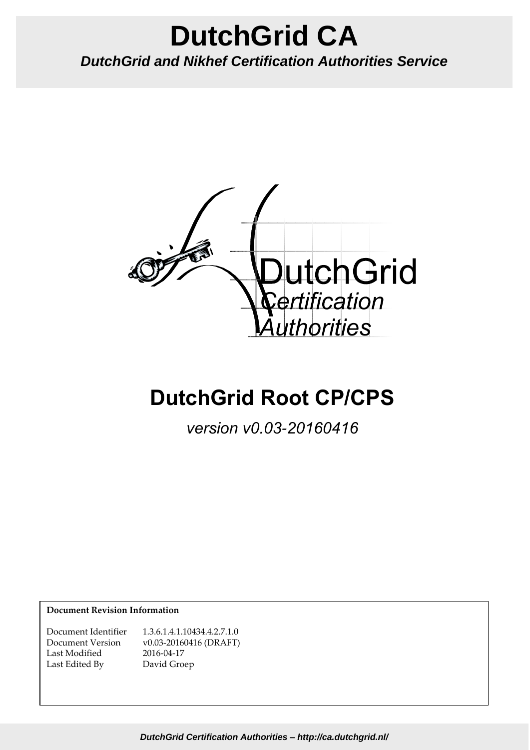# DutchGrid CA

***DutchGrid and Nikhef Certification Authorities Service***

# DutchGrid Root CP/CPS

*version v0.03-20160416*

**Document Revision Information**

| | |
|---|---|
| Document Identifier | 1.3.6.1.4.1.10434.4.2.7.1.0 |
| Document Version | v0.03-20160416 (DRAFT) |
| Last Modified | 2016-04-17 |
| Last Edited By | David Groep |

***DutchGrid Certification Authorities – http://ca.dutchgrid.nl/***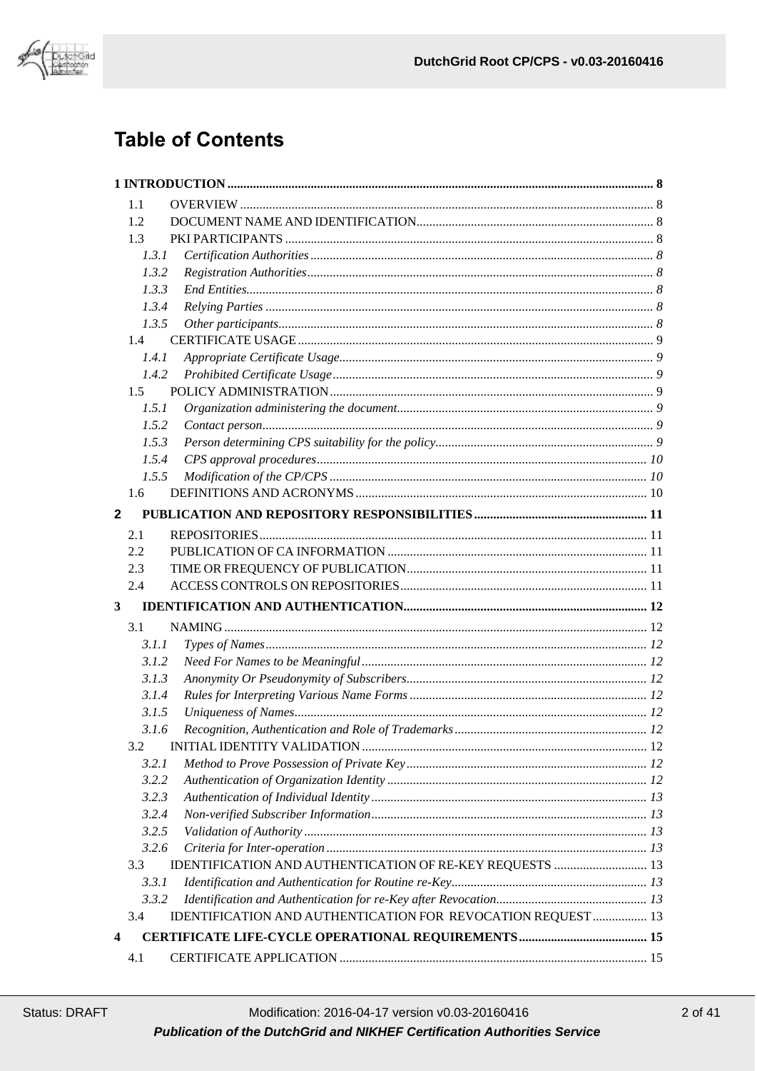# Table of Contents

**1 INTRODUCTION .......... 8**

- 1.1 OVERVIEW .......... 8
- 1.2 DOCUMENT NAME AND IDENTIFICATION .......... 8
- 1.3 PKI PARTICIPANTS .......... 8
  - *1.3.1 Certification Authorities .......... 8*
  - *1.3.2 Registration Authorities .......... 8*
  - *1.3.3 End Entities .......... 8*
  - *1.3.4 Relying Parties .......... 8*
  - *1.3.5 Other participants .......... 8*
- 1.4 CERTIFICATE USAGE .......... 9
  - *1.4.1 Appropriate Certificate Usage .......... 9*
  - *1.4.2 Prohibited Certificate Usage .......... 9*
- 1.5 POLICY ADMINISTRATION .......... 9
  - *1.5.1 Organization administering the document .......... 9*
  - *1.5.2 Contact person .......... 9*
  - *1.5.3 Person determining CPS suitability for the policy .......... 9*
  - *1.5.4 CPS approval procedures .......... 10*
  - *1.5.5 Modification of the CP/CPS .......... 10*
- 1.6 DEFINITIONS AND ACRONYMS .......... 10

**2 PUBLICATION AND REPOSITORY RESPONSIBILITIES .......... 11**

- 2.1 REPOSITORIES .......... 11
- 2.2 PUBLICATION OF CA INFORMATION .......... 11
- 2.3 TIME OR FREQUENCY OF PUBLICATION .......... 11
- 2.4 ACCESS CONTROLS ON REPOSITORIES .......... 11

**3 IDENTIFICATION AND AUTHENTICATION .......... 12**

- 3.1 NAMING .......... 12
  - *3.1.1 Types of Names .......... 12*
  - *3.1.2 Need For Names to be Meaningful .......... 12*
  - *3.1.3 Anonymity Or Pseudonymity of Subscribers .......... 12*
  - *3.1.4 Rules for Interpreting Various Name Forms .......... 12*
  - *3.1.5 Uniqueness of Names .......... 12*
  - *3.1.6 Recognition, Authentication and Role of Trademarks .......... 12*
- 3.2 INITIAL IDENTITY VALIDATION .......... 12
  - *3.2.1 Method to Prove Possession of Private Key .......... 12*
  - *3.2.2 Authentication of Organization Identity .......... 12*
  - *3.2.3 Authentication of Individual Identity .......... 13*
  - *3.2.4 Non-verified Subscriber Information .......... 13*
  - *3.2.5 Validation of Authority .......... 13*
  - *3.2.6 Criteria for Inter-operation .......... 13*
- 3.3 IDENTIFICATION AND AUTHENTICATION OF RE-KEY REQUESTS .......... 13
  - *3.3.1 Identification and Authentication for Routine re-Key .......... 13*
  - *3.3.2 Identification and Authentication for re-Key after Revocation .......... 13*
- 3.4 IDENTIFICATION AND AUTHENTICATION FOR REVOCATION REQUEST .......... 13

**4 CERTIFICATE LIFE-CYCLE OPERATIONAL REQUIREMENTS .......... 15**

- 4.1 CERTIFICATE APPLICATION .......... 15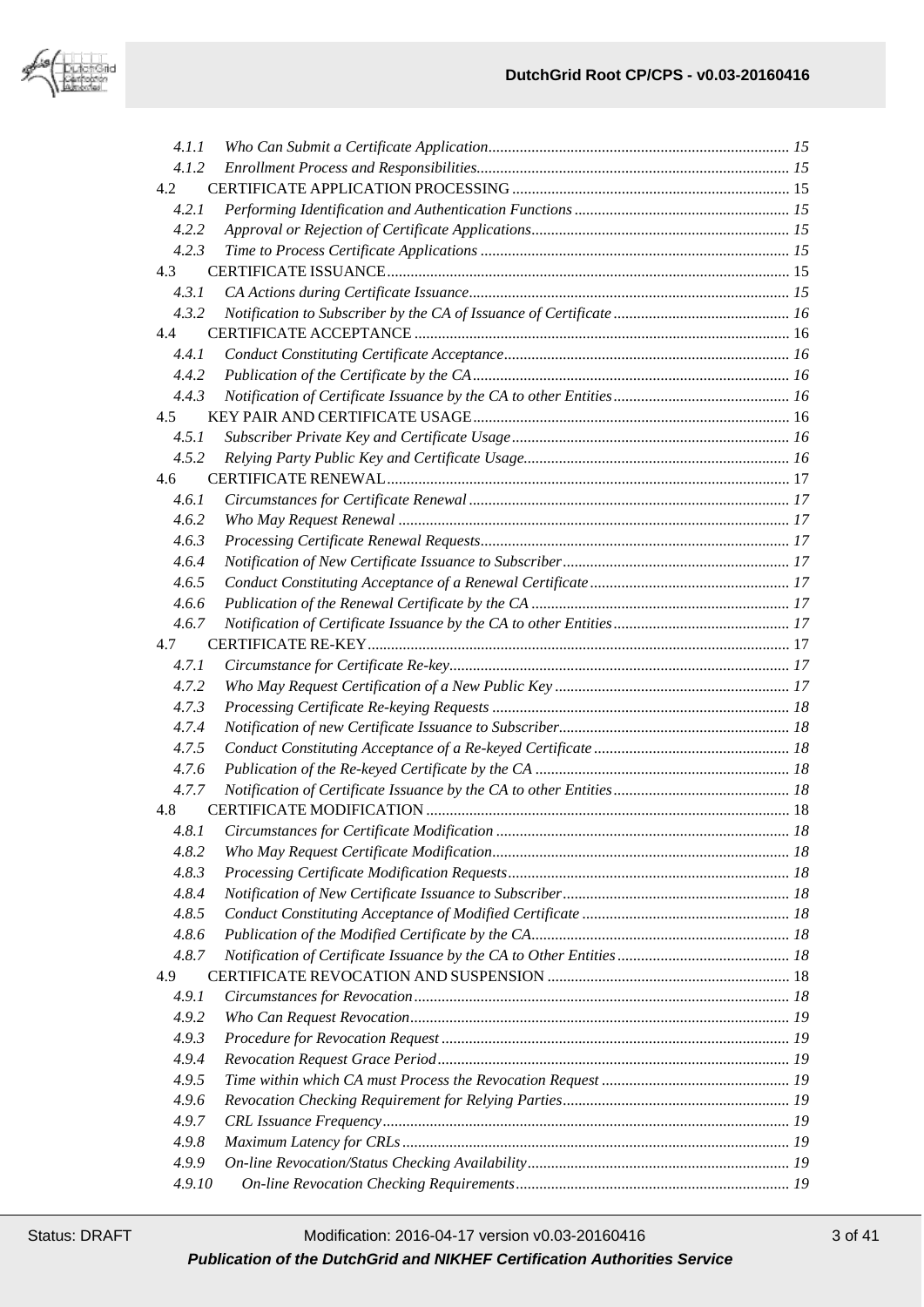| | | |
|---|---|---|
| *4.1.1* | *Who Can Submit a Certificate Application* | *15* |
| *4.1.2* | *Enrollment Process and Responsibilities* | *15* |
| 4.2 | CERTIFICATE APPLICATION PROCESSING | 15 |
| *4.2.1* | *Performing Identification and Authentication Functions* | *15* |
| *4.2.2* | *Approval or Rejection of Certificate Applications* | *15* |
| *4.2.3* | *Time to Process Certificate Applications* | *15* |
| 4.3 | CERTIFICATE ISSUANCE | 15 |
| *4.3.1* | *CA Actions during Certificate Issuance* | *15* |
| *4.3.2* | *Notification to Subscriber by the CA of Issuance of Certificate* | *16* |
| 4.4 | CERTIFICATE ACCEPTANCE | 16 |
| *4.4.1* | *Conduct Constituting Certificate Acceptance* | *16* |
| *4.4.2* | *Publication of the Certificate by the CA* | *16* |
| *4.4.3* | *Notification of Certificate Issuance by the CA to other Entities* | *16* |
| 4.5 | KEY PAIR AND CERTIFICATE USAGE | 16 |
| *4.5.1* | *Subscriber Private Key and Certificate Usage* | *16* |
| *4.5.2* | *Relying Party Public Key and Certificate Usage* | *16* |
| 4.6 | CERTIFICATE RENEWAL | 17 |
| *4.6.1* | *Circumstances for Certificate Renewal* | *17* |
| *4.6.2* | *Who May Request Renewal* | *17* |
| *4.6.3* | *Processing Certificate Renewal Requests* | *17* |
| *4.6.4* | *Notification of New Certificate Issuance to Subscriber* | *17* |
| *4.6.5* | *Conduct Constituting Acceptance of a Renewal Certificate* | *17* |
| *4.6.6* | *Publication of the Renewal Certificate by the CA* | *17* |
| *4.6.7* | *Notification of Certificate Issuance by the CA to other Entities* | *17* |
| 4.7 | CERTIFICATE RE-KEY | 17 |
| *4.7.1* | *Circumstance for Certificate Re-key* | *17* |
| *4.7.2* | *Who May Request Certification of a New Public Key* | *17* |
| *4.7.3* | *Processing Certificate Re-keying Requests* | *18* |
| *4.7.4* | *Notification of new Certificate Issuance to Subscriber* | *18* |
| *4.7.5* | *Conduct Constituting Acceptance of a Re-keyed Certificate* | *18* |
| *4.7.6* | *Publication of the Re-keyed Certificate by the CA* | *18* |
| *4.7.7* | *Notification of Certificate Issuance by the CA to other Entities* | *18* |
| 4.8 | CERTIFICATE MODIFICATION | 18 |
| *4.8.1* | *Circumstances for Certificate Modification* | *18* |
| *4.8.2* | *Who May Request Certificate Modification* | *18* |
| *4.8.3* | *Processing Certificate Modification Requests* | *18* |
| *4.8.4* | *Notification of New Certificate Issuance to Subscriber* | *18* |
| *4.8.5* | *Conduct Constituting Acceptance of Modified Certificate* | *18* |
| *4.8.6* | *Publication of the Modified Certificate by the CA* | *18* |
| *4.8.7* | *Notification of Certificate Issuance by the CA to Other Entities* | *18* |
| 4.9 | CERTIFICATE REVOCATION AND SUSPENSION | 18 |
| *4.9.1* | *Circumstances for Revocation* | *18* |
| *4.9.2* | *Who Can Request Revocation* | *19* |
| *4.9.3* | *Procedure for Revocation Request* | *19* |
| *4.9.4* | *Revocation Request Grace Period* | *19* |
| *4.9.5* | *Time within which CA must Process the Revocation Request* | *19* |
| *4.9.6* | *Revocation Checking Requirement for Relying Parties* | *19* |
| *4.9.7* | *CRL Issuance Frequency* | *19* |
| *4.9.8* | *Maximum Latency for CRLs* | *19* |
| *4.9.9* | *On-line Revocation/Status Checking Availability* | *19* |
| *4.9.10* | *On-line Revocation Checking Requirements* | *19* |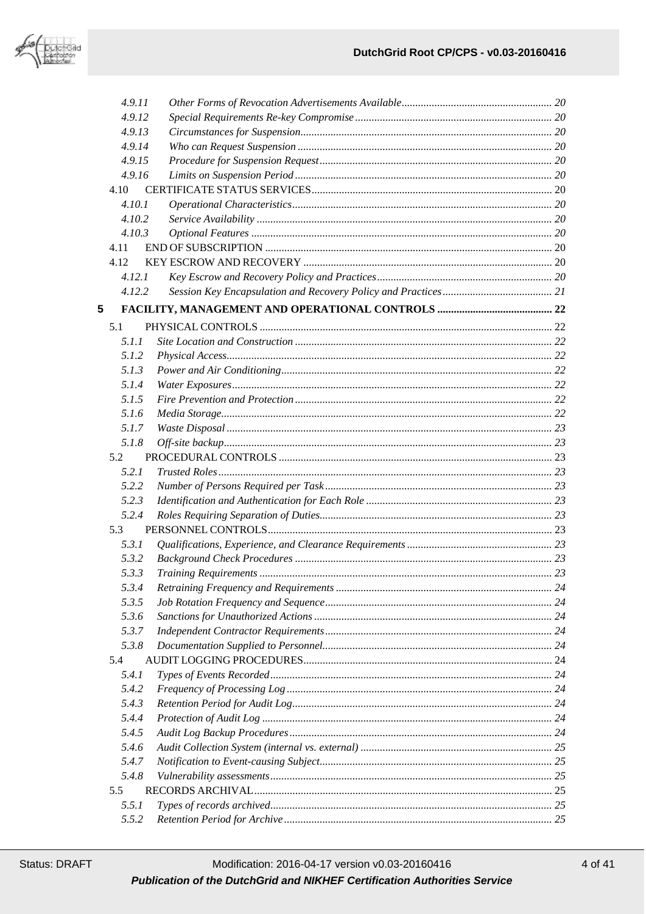- 4.9.11 *Other Forms of Revocation Advertisements Available* ... 20
- 4.9.12 *Special Requirements Re-key Compromise* ... 20
- 4.9.13 *Circumstances for Suspension* ... 20
- 4.9.14 *Who can Request Suspension* ... 20
- 4.9.15 *Procedure for Suspension Request* ... 20
- 4.9.16 *Limits on Suspension Period* ... 20
- 4.10 CERTIFICATE STATUS SERVICES ... 20
  - 4.10.1 *Operational Characteristics* ... 20
  - 4.10.2 *Service Availability* ... 20
  - 4.10.3 *Optional Features* ... 20
- 4.11 END OF SUBSCRIPTION ... 20
- 4.12 KEY ESCROW AND RECOVERY ... 20
  - 4.12.1 *Key Escrow and Recovery Policy and Practices* ... 20
  - 4.12.2 *Session Key Encapsulation and Recovery Policy and Practices* ... 21

**5 FACILITY, MANAGEMENT AND OPERATIONAL CONTROLS ... 22**

- 5.1 PHYSICAL CONTROLS ... 22
  - 5.1.1 *Site Location and Construction* ... 22
  - 5.1.2 *Physical Access* ... 22
  - 5.1.3 *Power and Air Conditioning* ... 22
  - 5.1.4 *Water Exposures* ... 22
  - 5.1.5 *Fire Prevention and Protection* ... 22
  - 5.1.6 *Media Storage* ... 22
  - 5.1.7 *Waste Disposal* ... 23
  - 5.1.8 *Off-site backup* ... 23
- 5.2 PROCEDURAL CONTROLS ... 23
  - 5.2.1 *Trusted Roles* ... 23
  - 5.2.2 *Number of Persons Required per Task* ... 23
  - 5.2.3 *Identification and Authentication for Each Role* ... 23
  - 5.2.4 *Roles Requiring Separation of Duties* ... 23
- 5.3 PERSONNEL CONTROLS ... 23
  - 5.3.1 *Qualifications, Experience, and Clearance Requirements* ... 23
  - 5.3.2 *Background Check Procedures* ... 23
  - 5.3.3 *Training Requirements* ... 23
  - 5.3.4 *Retraining Frequency and Requirements* ... 24
  - 5.3.5 *Job Rotation Frequency and Sequence* ... 24
  - 5.3.6 *Sanctions for Unauthorized Actions* ... 24
  - 5.3.7 *Independent Contractor Requirements* ... 24
  - 5.3.8 *Documentation Supplied to Personnel* ... 24
- 5.4 AUDIT LOGGING PROCEDURES ... 24
  - 5.4.1 *Types of Events Recorded* ... 24
  - 5.4.2 *Frequency of Processing Log* ... 24
  - 5.4.3 *Retention Period for Audit Log* ... 24
  - 5.4.4 *Protection of Audit Log* ... 24
  - 5.4.5 *Audit Log Backup Procedures* ... 24
  - 5.4.6 *Audit Collection System (internal vs. external)* ... 25
  - 5.4.7 *Notification to Event-causing Subject* ... 25
  - 5.4.8 *Vulnerability assessments* ... 25
- 5.5 RECORDS ARCHIVAL ... 25
  - 5.5.1 *Types of records archived* ... 25
  - 5.5.2 *Retention Period for Archive* ... 25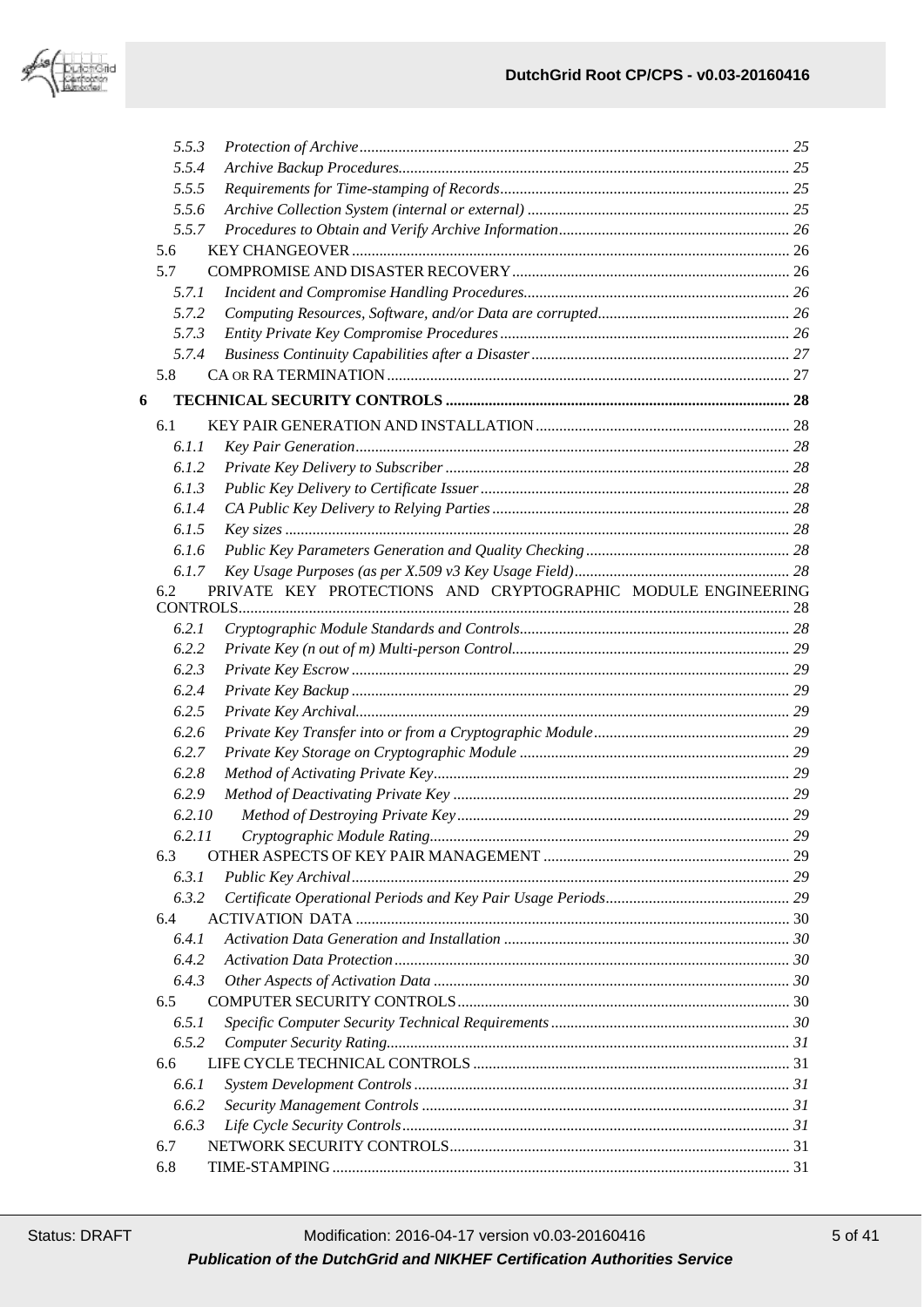5.5.3 *Protection of Archive* ..... 25
5.5.4 *Archive Backup Procedures* ..... 25
5.5.5 *Requirements for Time-stamping of Records* ..... 25
5.5.6 *Archive Collection System (internal or external)* ..... 25
5.5.7 *Procedures to Obtain and Verify Archive Information* ..... 26
5.6 KEY CHANGEOVER ..... 26
5.7 COMPROMISE AND DISASTER RECOVERY ..... 26
5.7.1 *Incident and Compromise Handling Procedures* ..... 26
5.7.2 *Computing Resources, Software, and/or Data are corrupted* ..... 26
5.7.3 *Entity Private Key Compromise Procedures* ..... 26
5.7.4 *Business Continuity Capabilities after a Disaster* ..... 27
5.8 CA OR RA TERMINATION ..... 27

**6 TECHNICAL SECURITY CONTROLS ..... 28**

6.1 KEY PAIR GENERATION AND INSTALLATION ..... 28
6.1.1 *Key Pair Generation* ..... 28
6.1.2 *Private Key Delivery to Subscriber* ..... 28
6.1.3 *Public Key Delivery to Certificate Issuer* ..... 28
6.1.4 *CA Public Key Delivery to Relying Parties* ..... 28
6.1.5 *Key sizes* ..... 28
6.1.6 *Public Key Parameters Generation and Quality Checking* ..... 28
6.1.7 *Key Usage Purposes (as per X.509 v3 Key Usage Field)* ..... 28
6.2 PRIVATE KEY PROTECTIONS AND CRYPTOGRAPHIC MODULE ENGINEERING CONTROLS ..... 28
6.2.1 *Cryptographic Module Standards and Controls* ..... 28
6.2.2 *Private Key (n out of m) Multi-person Control* ..... 29
6.2.3 *Private Key Escrow* ..... 29
6.2.4 *Private Key Backup* ..... 29
6.2.5 *Private Key Archival* ..... 29
6.2.6 *Private Key Transfer into or from a Cryptographic Module* ..... 29
6.2.7 *Private Key Storage on Cryptographic Module* ..... 29
6.2.8 *Method of Activating Private Key* ..... 29
6.2.9 *Method of Deactivating Private Key* ..... 29
6.2.10 *Method of Destroying Private Key* ..... 29
6.2.11 *Cryptographic Module Rating* ..... 29
6.3 OTHER ASPECTS OF KEY PAIR MANAGEMENT ..... 29
6.3.1 *Public Key Archival* ..... 29
6.3.2 *Certificate Operational Periods and Key Pair Usage Periods* ..... 29
6.4 ACTIVATION DATA ..... 30
6.4.1 *Activation Data Generation and Installation* ..... 30
6.4.2 *Activation Data Protection* ..... 30
6.4.3 *Other Aspects of Activation Data* ..... 30
6.5 COMPUTER SECURITY CONTROLS ..... 30
6.5.1 *Specific Computer Security Technical Requirements* ..... 30
6.5.2 *Computer Security Rating* ..... 31
6.6 LIFE CYCLE TECHNICAL CONTROLS ..... 31
6.6.1 *System Development Controls* ..... 31
6.6.2 *Security Management Controls* ..... 31
6.6.3 *Life Cycle Security Controls* ..... 31
6.7 NETWORK SECURITY CONTROLS ..... 31
6.8 TIME-STAMPING ..... 31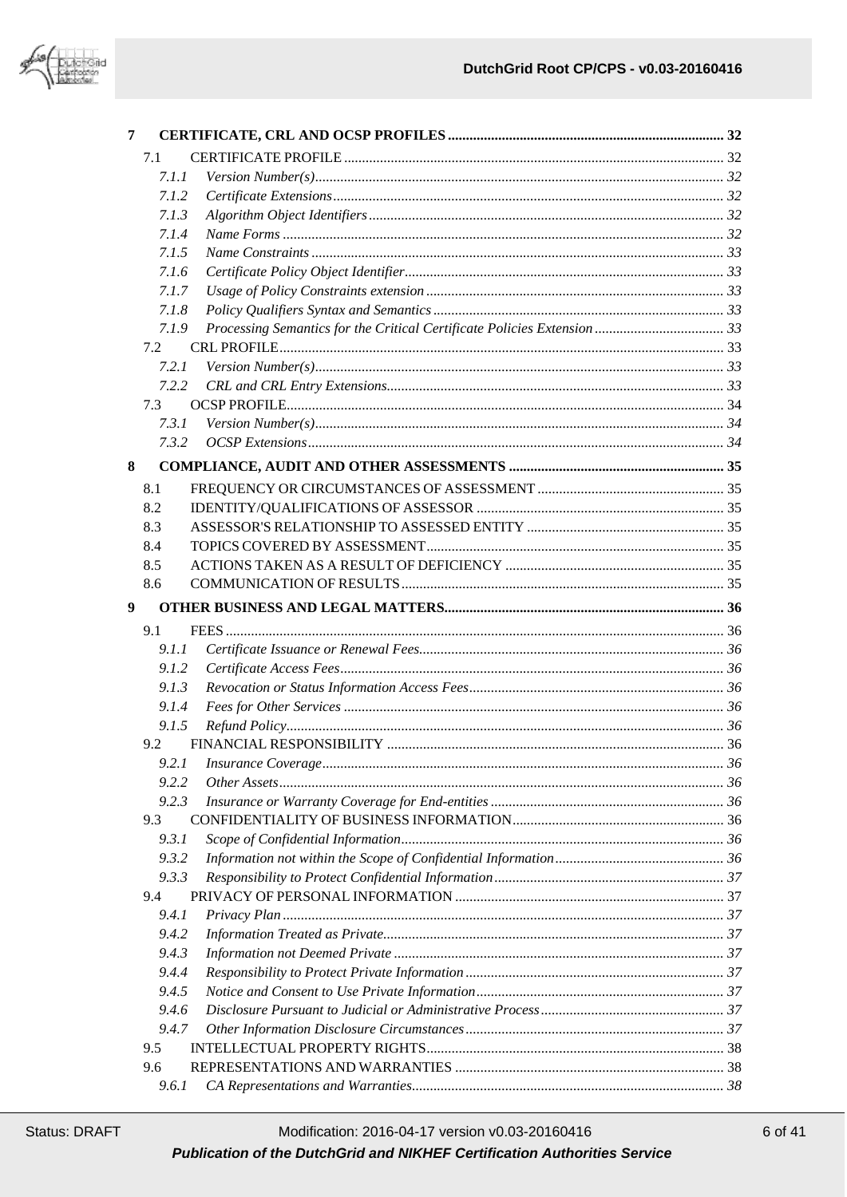- 7 CERTIFICATE, CRL AND OCSP PROFILES ... 32
  - 7.1 CERTIFICATE PROFILE ... 32
    - *7.1.1 Version Number(s) ... 32*
    - *7.1.2 Certificate Extensions ... 32*
    - *7.1.3 Algorithm Object Identifiers ... 32*
    - *7.1.4 Name Forms ... 32*
    - *7.1.5 Name Constraints ... 33*
    - *7.1.6 Certificate Policy Object Identifier ... 33*
    - *7.1.7 Usage of Policy Constraints extension ... 33*
    - *7.1.8 Policy Qualifiers Syntax and Semantics ... 33*
    - *7.1.9 Processing Semantics for the Critical Certificate Policies Extension ... 33*
  - 7.2 CRL PROFILE ... 33
    - *7.2.1 Version Number(s) ... 33*
    - *7.2.2 CRL and CRL Entry Extensions ... 33*
  - 7.3 OCSP PROFILE ... 34
    - *7.3.1 Version Number(s) ... 34*
    - *7.3.2 OCSP Extensions ... 34*
- 8 COMPLIANCE, AUDIT AND OTHER ASSESSMENTS ... 35
  - 8.1 FREQUENCY OR CIRCUMSTANCES OF ASSESSMENT ... 35
  - 8.2 IDENTITY/QUALIFICATIONS OF ASSESSOR ... 35
  - 8.3 ASSESSOR'S RELATIONSHIP TO ASSESSED ENTITY ... 35
  - 8.4 TOPICS COVERED BY ASSESSMENT ... 35
  - 8.5 ACTIONS TAKEN AS A RESULT OF DEFICIENCY ... 35
  - 8.6 COMMUNICATION OF RESULTS ... 35
- 9 OTHER BUSINESS AND LEGAL MATTERS ... 36
  - 9.1 FEES ... 36
    - *9.1.1 Certificate Issuance or Renewal Fees ... 36*
    - *9.1.2 Certificate Access Fees ... 36*
    - *9.1.3 Revocation or Status Information Access Fees ... 36*
    - *9.1.4 Fees for Other Services ... 36*
    - *9.1.5 Refund Policy ... 36*
  - 9.2 FINANCIAL RESPONSIBILITY ... 36
    - *9.2.1 Insurance Coverage ... 36*
    - *9.2.2 Other Assets ... 36*
    - *9.2.3 Insurance or Warranty Coverage for End-entities ... 36*
  - 9.3 CONFIDENTIALITY OF BUSINESS INFORMATION ... 36
    - *9.3.1 Scope of Confidential Information ... 36*
    - *9.3.2 Information not within the Scope of Confidential Information ... 36*
    - *9.3.3 Responsibility to Protect Confidential Information ... 37*
  - 9.4 PRIVACY OF PERSONAL INFORMATION ... 37
    - *9.4.1 Privacy Plan ... 37*
    - *9.4.2 Information Treated as Private ... 37*
    - *9.4.3 Information not Deemed Private ... 37*
    - *9.4.4 Responsibility to Protect Private Information ... 37*
    - *9.4.5 Notice and Consent to Use Private Information ... 37*
    - *9.4.6 Disclosure Pursuant to Judicial or Administrative Process ... 37*
    - *9.4.7 Other Information Disclosure Circumstances ... 37*
  - 9.5 INTELLECTUAL PROPERTY RIGHTS ... 38
  - 9.6 REPRESENTATIONS AND WARRANTIES ... 38
    - *9.6.1 CA Representations and Warranties ... 38*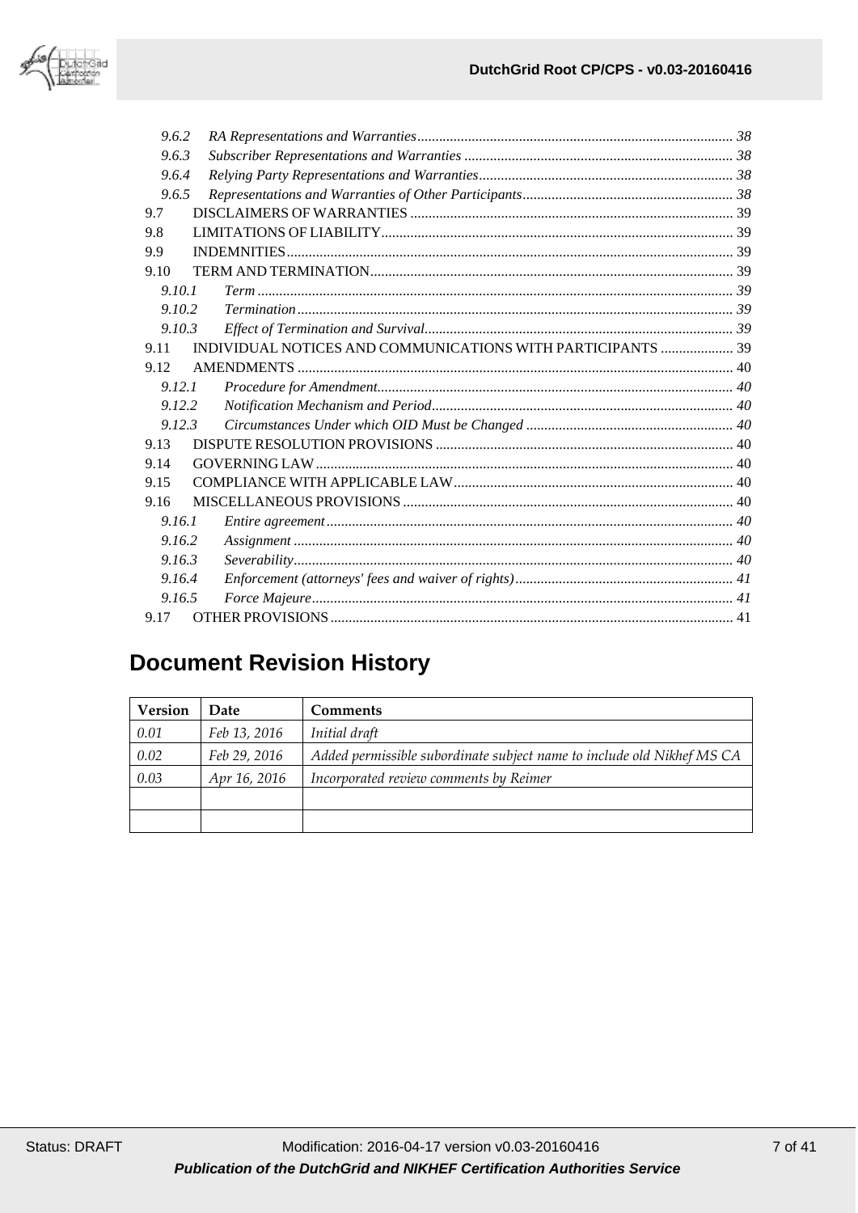*9.6.2 RA Representations and Warranties ....... 38*
*9.6.3 Subscriber Representations and Warranties ....... 38*
*9.6.4 Relying Party Representations and Warranties ....... 38*
*9.6.5 Representations and Warranties of Other Participants ....... 38*
9.7 DISCLAIMERS OF WARRANTIES ....... 39
9.8 LIMITATIONS OF LIABILITY ....... 39
9.9 INDEMNITIES ....... 39
9.10 TERM AND TERMINATION ....... 39
*9.10.1 Term ....... 39*
*9.10.2 Termination ....... 39*
*9.10.3 Effect of Termination and Survival ....... 39*
9.11 INDIVIDUAL NOTICES AND COMMUNICATIONS WITH PARTICIPANTS ....... 39
9.12 AMENDMENTS ....... 40
*9.12.1 Procedure for Amendment ....... 40*
*9.12.2 Notification Mechanism and Period ....... 40*
*9.12.3 Circumstances Under which OID Must be Changed ....... 40*
9.13 DISPUTE RESOLUTION PROVISIONS ....... 40
9.14 GOVERNING LAW ....... 40
9.15 COMPLIANCE WITH APPLICABLE LAW ....... 40
9.16 MISCELLANEOUS PROVISIONS ....... 40
*9.16.1 Entire agreement ....... 40*
*9.16.2 Assignment ....... 40*
*9.16.3 Severability ....... 40*
*9.16.4 Enforcement (attorneys' fees and waiver of rights) ....... 41*
*9.16.5 Force Majeure ....... 41*
9.17 OTHER PROVISIONS ....... 41

# Document Revision History

| Version | Date | Comments |
|---|---|---|
| *0.01* | *Feb 13, 2016* | *Initial draft* |
| *0.02* | *Feb 29, 2016* | *Added permissible subordinate subject name to include old Nikhef MS CA* |
| *0.03* | *Apr 16, 2016* | *Incorporated review comments by Reimer* |
| | | |
| | | |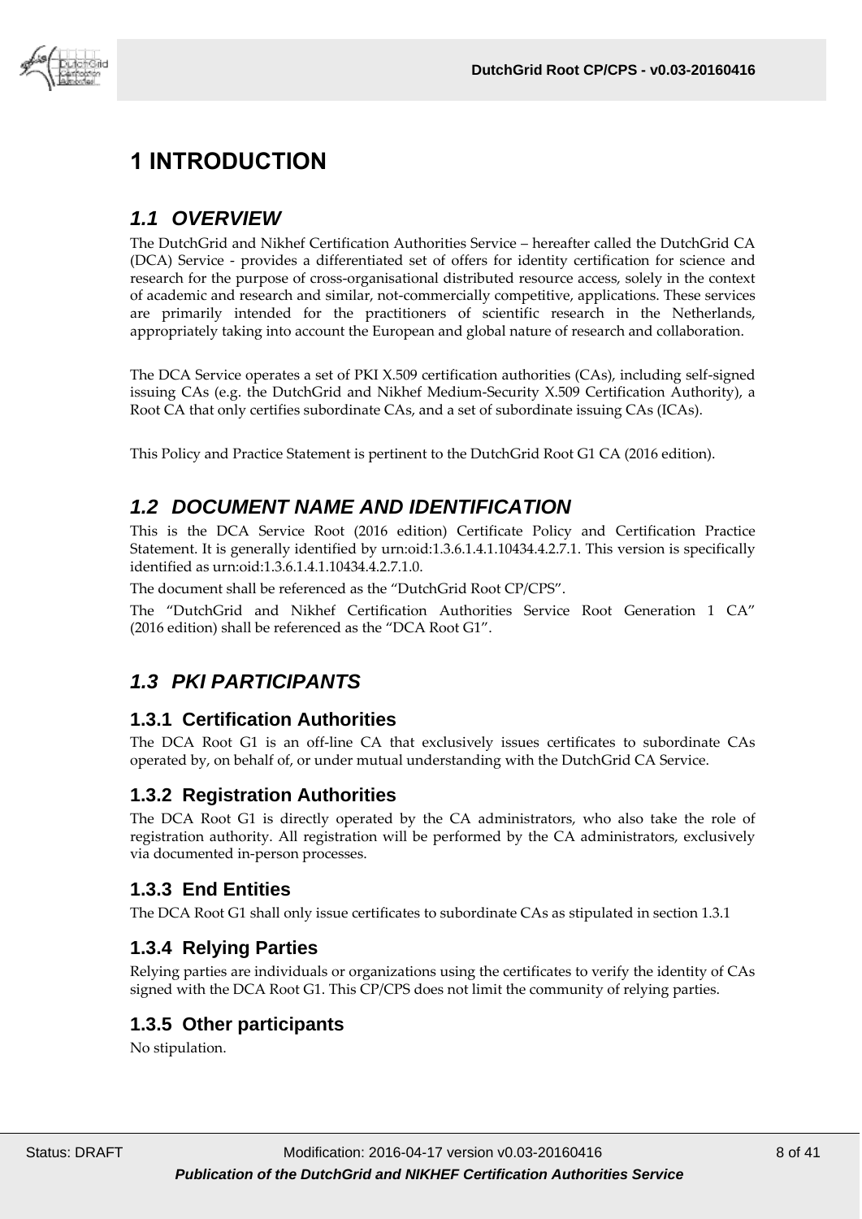# 1 INTRODUCTION

## 1.1 OVERVIEW

The DutchGrid and Nikhef Certification Authorities Service – hereafter called the DutchGrid CA (DCA) Service - provides a differentiated set of offers for identity certification for science and research for the purpose of cross-organisational distributed resource access, solely in the context of academic and research and similar, not-commercially competitive, applications. These services are primarily intended for the practitioners of scientific research in the Netherlands, appropriately taking into account the European and global nature of research and collaboration.

The DCA Service operates a set of PKI X.509 certification authorities (CAs), including self-signed issuing CAs (e.g. the DutchGrid and Nikhef Medium-Security X.509 Certification Authority), a Root CA that only certifies subordinate CAs, and a set of subordinate issuing CAs (ICAs).

This Policy and Practice Statement is pertinent to the DutchGrid Root G1 CA (2016 edition).

## 1.2 DOCUMENT NAME AND IDENTIFICATION

This is the DCA Service Root (2016 edition) Certificate Policy and Certification Practice Statement. It is generally identified by urn:oid:1.3.6.1.4.1.10434.4.2.7.1. This version is specifically identified as urn:oid:1.3.6.1.4.1.10434.4.2.7.1.0.

The document shall be referenced as the "DutchGrid Root CP/CPS".

The "DutchGrid and Nikhef Certification Authorities Service Root Generation 1 CA" (2016 edition) shall be referenced as the "DCA Root G1".

## 1.3 PKI PARTICIPANTS

### 1.3.1 Certification Authorities

The DCA Root G1 is an off-line CA that exclusively issues certificates to subordinate CAs operated by, on behalf of, or under mutual understanding with the DutchGrid CA Service.

### 1.3.2 Registration Authorities

The DCA Root G1 is directly operated by the CA administrators, who also take the role of registration authority. All registration will be performed by the CA administrators, exclusively via documented in-person processes.

### 1.3.3 End Entities

The DCA Root G1 shall only issue certificates to subordinate CAs as stipulated in section 1.3.1

### 1.3.4 Relying Parties

Relying parties are individuals or organizations using the certificates to verify the identity of CAs signed with the DCA Root G1. This CP/CPS does not limit the community of relying parties.

### 1.3.5 Other participants

No stipulation.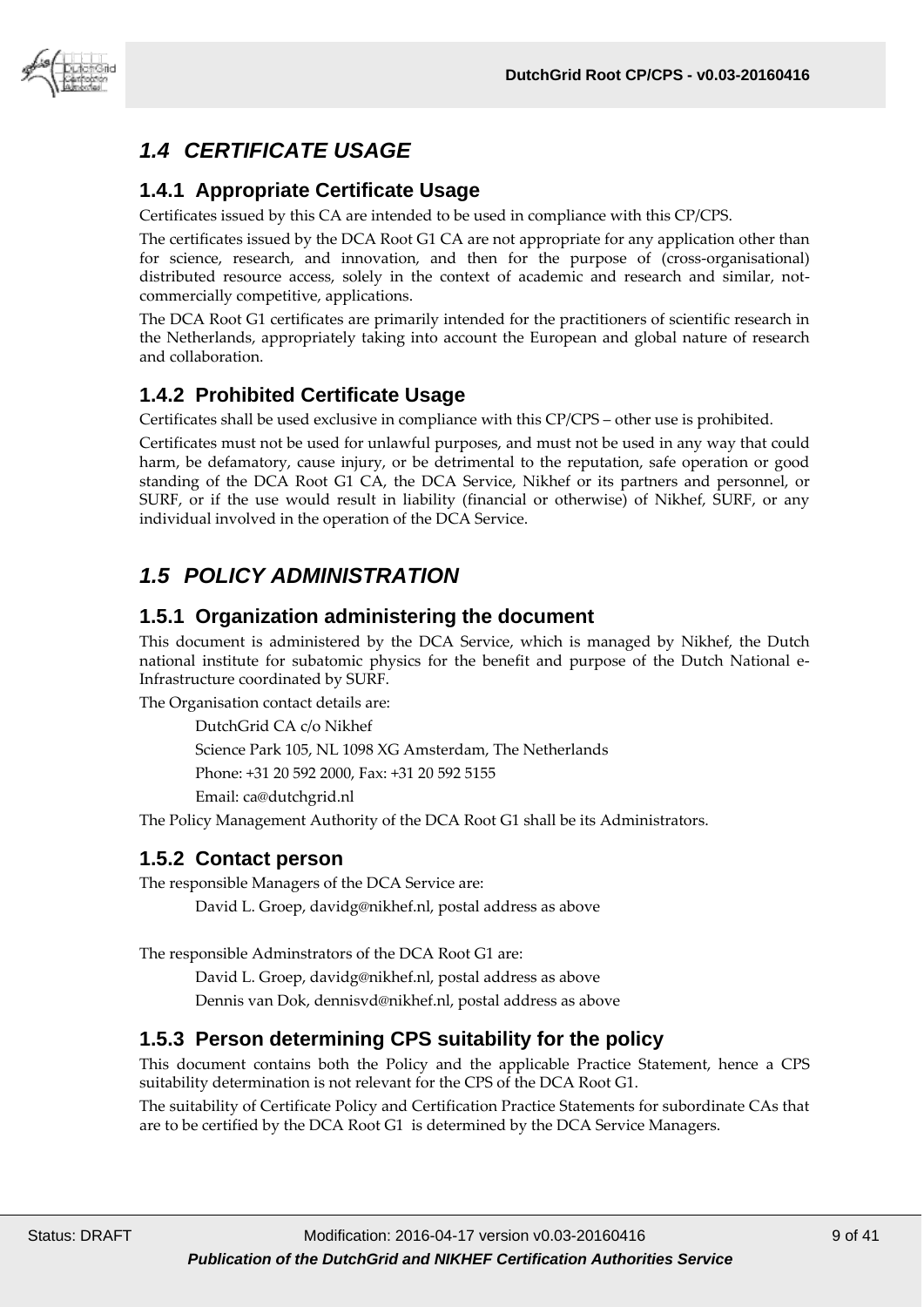## *1.4 CERTIFICATE USAGE*

### 1.4.1 Appropriate Certificate Usage

Certificates issued by this CA are intended to be used in compliance with this CP/CPS.

The certificates issued by the DCA Root G1 CA are not appropriate for any application other than for science, research, and innovation, and then for the purpose of (cross-organisational) distributed resource access, solely in the context of academic and research and similar, not-commercially competitive, applications.

The DCA Root G1 certificates are primarily intended for the practitioners of scientific research in the Netherlands, appropriately taking into account the European and global nature of research and collaboration.

### 1.4.2 Prohibited Certificate Usage

Certificates shall be used exclusive in compliance with this CP/CPS – other use is prohibited.

Certificates must not be used for unlawful purposes, and must not be used in any way that could harm, be defamatory, cause injury, or be detrimental to the reputation, safe operation or good standing of the DCA Root G1 CA, the DCA Service, Nikhef or its partners and personnel, or SURF, or if the use would result in liability (financial or otherwise) of Nikhef, SURF, or any individual involved in the operation of the DCA Service.

## *1.5 POLICY ADMINISTRATION*

### 1.5.1 Organization administering the document

This document is administered by the DCA Service, which is managed by Nikhef, the Dutch national institute for subatomic physics for the benefit and purpose of the Dutch National e-Infrastructure coordinated by SURF.

The Organisation contact details are:

DutchGrid CA c/o Nikhef

Science Park 105, NL 1098 XG Amsterdam, The Netherlands

Phone: +31 20 592 2000, Fax: +31 20 592 5155

Email: ca@dutchgrid.nl

The Policy Management Authority of the DCA Root G1 shall be its Administrators.

### 1.5.2 Contact person

The responsible Managers of the DCA Service are:

David L. Groep, davidg@nikhef.nl, postal address as above

The responsible Adminstrators of the DCA Root G1 are:

David L. Groep, davidg@nikhef.nl, postal address as above

Dennis van Dok, dennisvd@nikhef.nl, postal address as above

### 1.5.3 Person determining CPS suitability for the policy

This document contains both the Policy and the applicable Practice Statement, hence a CPS suitability determination is not relevant for the CPS of the DCA Root G1.

The suitability of Certificate Policy and Certification Practice Statements for subordinate CAs that are to be certified by the DCA Root G1 is determined by the DCA Service Managers.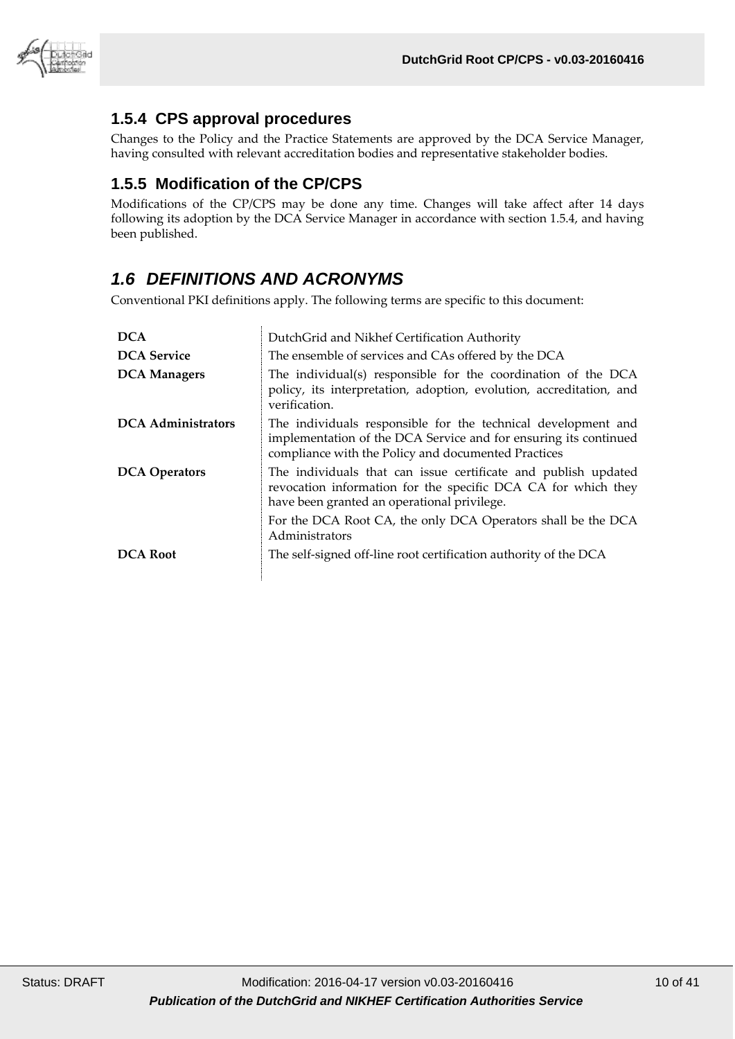### 1.5.4 CPS approval procedures

Changes to the Policy and the Practice Statements are approved by the DCA Service Manager, having consulted with relevant accreditation bodies and representative stakeholder bodies.

### 1.5.5 Modification of the CP/CPS

Modifications of the CP/CPS may be done any time. Changes will take affect after 14 days following its adoption by the DCA Service Manager in accordance with section 1.5.4, and having been published.

## *1.6 DEFINITIONS AND ACRONYMS*

Conventional PKI definitions apply. The following terms are specific to this document:

| | |
|---|---|
| **DCA** | DutchGrid and Nikhef Certification Authority |
| **DCA Service** | The ensemble of services and CAs offered by the DCA |
| **DCA Managers** | The individual(s) responsible for the coordination of the DCA policy, its interpretation, adoption, evolution, accreditation, and verification. |
| **DCA Administrators** | The individuals responsible for the technical development and implementation of the DCA Service and for ensuring its continued compliance with the Policy and documented Practices |
| **DCA Operators** | The individuals that can issue certificate and publish updated revocation information for the specific DCA CA for which they have been granted an operational privilege. For the DCA Root CA, the only DCA Operators shall be the DCA Administrators |
| **DCA Root** | The self-signed off-line root certification authority of the DCA |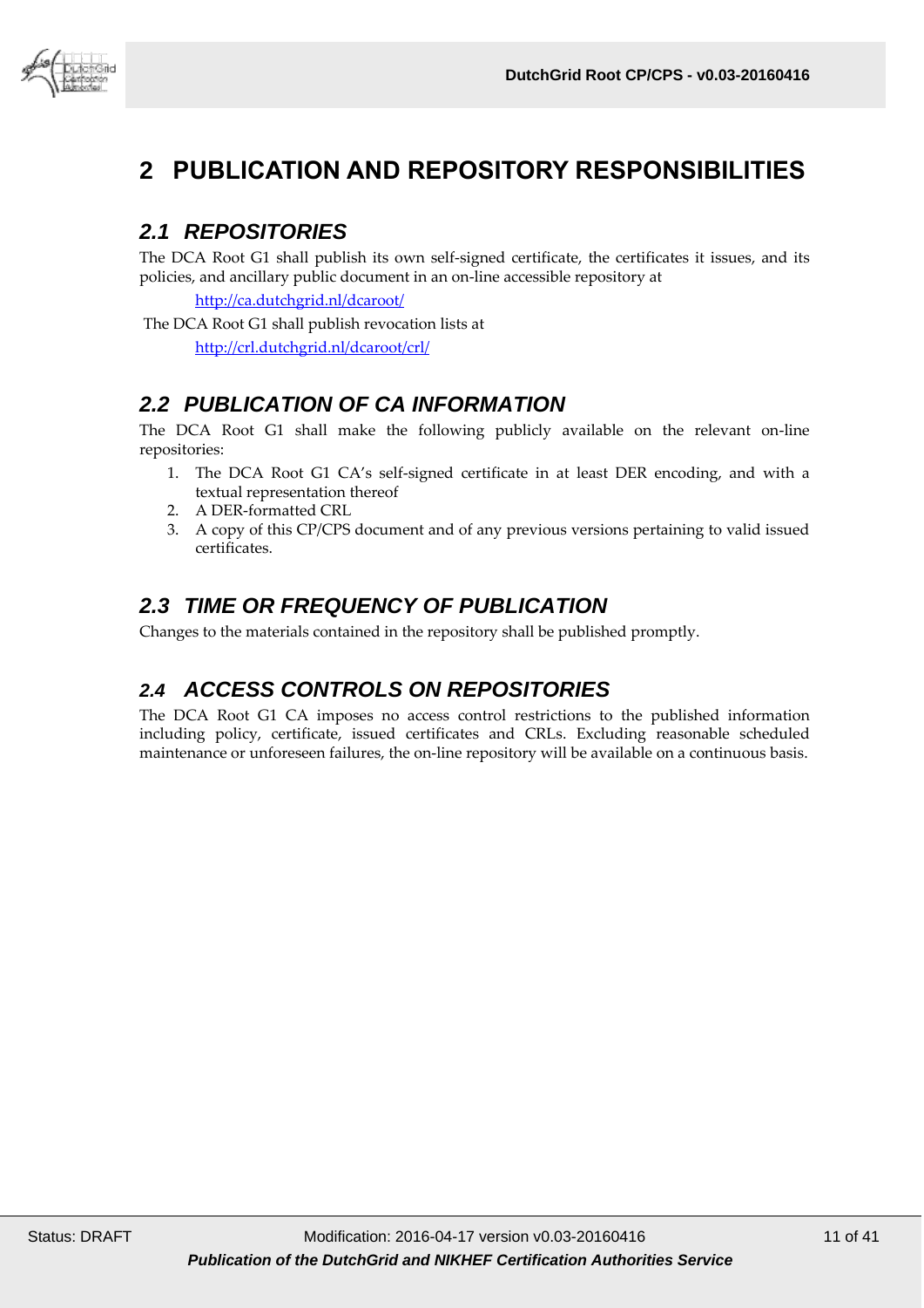# 2 PUBLICATION AND REPOSITORY RESPONSIBILITIES

## *2.1 REPOSITORIES*

The DCA Root G1 shall publish its own self-signed certificate, the certificates it issues, and its policies, and ancillary public document in an on-line accessible repository at

http://ca.dutchgrid.nl/dcaroot/

The DCA Root G1 shall publish revocation lists at

http://crl.dutchgrid.nl/dcaroot/crl/

## *2.2 PUBLICATION OF CA INFORMATION*

The DCA Root G1 shall make the following publicly available on the relevant on-line repositories:

1. The DCA Root G1 CA's self-signed certificate in at least DER encoding, and with a textual representation thereof
2. A DER-formatted CRL
3. A copy of this CP/CPS document and of any previous versions pertaining to valid issued certificates.

## *2.3 TIME OR FREQUENCY OF PUBLICATION*

Changes to the materials contained in the repository shall be published promptly.

## *2.4 ACCESS CONTROLS ON REPOSITORIES*

The DCA Root G1 CA imposes no access control restrictions to the published information including policy, certificate, issued certificates and CRLs. Excluding reasonable scheduled maintenance or unforeseen failures, the on-line repository will be available on a continuous basis.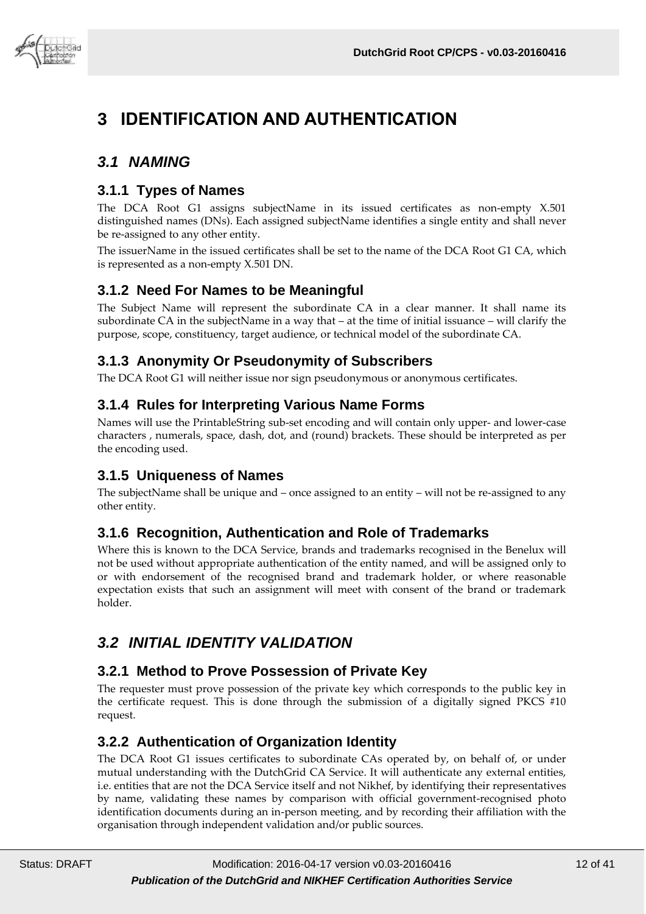# 3 IDENTIFICATION AND AUTHENTICATION

## *3.1 NAMING*

### 3.1.1 Types of Names

The DCA Root G1 assigns subjectName in its issued certificates as non-empty X.501 distinguished names (DNs). Each assigned subjectName identifies a single entity and shall never be re-assigned to any other entity.

The issuerName in the issued certificates shall be set to the name of the DCA Root G1 CA, which is represented as a non-empty X.501 DN.

### 3.1.2 Need For Names to be Meaningful

The Subject Name will represent the subordinate CA in a clear manner. It shall name its subordinate CA in the subjectName in a way that – at the time of initial issuance – will clarify the purpose, scope, constituency, target audience, or technical model of the subordinate CA.

### 3.1.3 Anonymity Or Pseudonymity of Subscribers

The DCA Root G1 will neither issue nor sign pseudonymous or anonymous certificates.

### 3.1.4 Rules for Interpreting Various Name Forms

Names will use the PrintableString sub-set encoding and will contain only upper- and lower-case characters , numerals, space, dash, dot, and (round) brackets. These should be interpreted as per the encoding used.

### 3.1.5 Uniqueness of Names

The subjectName shall be unique and – once assigned to an entity – will not be re-assigned to any other entity.

### 3.1.6 Recognition, Authentication and Role of Trademarks

Where this is known to the DCA Service, brands and trademarks recognised in the Benelux will not be used without appropriate authentication of the entity named, and will be assigned only to or with endorsement of the recognised brand and trademark holder, or where reasonable expectation exists that such an assignment will meet with consent of the brand or trademark holder.

## *3.2 INITIAL IDENTITY VALIDATION*

### 3.2.1 Method to Prove Possession of Private Key

The requester must prove possession of the private key which corresponds to the public key in the certificate request. This is done through the submission of a digitally signed PKCS #10 request.

### 3.2.2 Authentication of Organization Identity

The DCA Root G1 issues certificates to subordinate CAs operated by, on behalf of, or under mutual understanding with the DutchGrid CA Service. It will authenticate any external entities, i.e. entities that are not the DCA Service itself and not Nikhef, by identifying their representatives by name, validating these names by comparison with official government-recognised photo identification documents during an in-person meeting, and by recording their affiliation with the organisation through independent validation and/or public sources.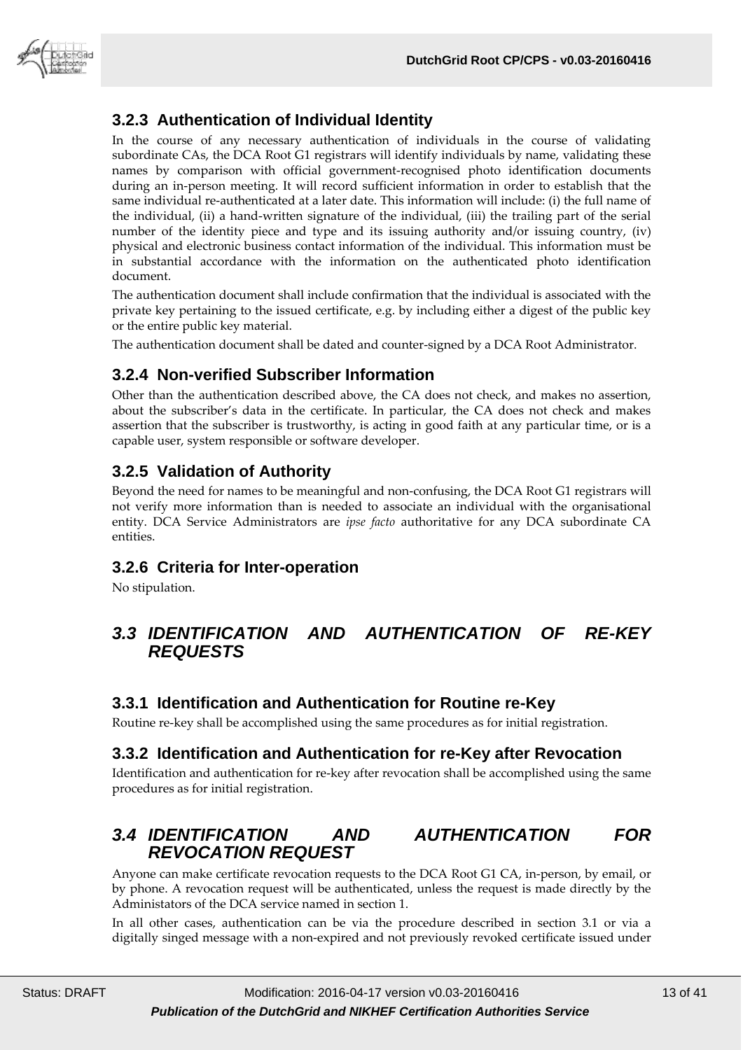### 3.2.3 Authentication of Individual Identity

In the course of any necessary authentication of individuals in the course of validating subordinate CAs, the DCA Root G1 registrars will identify individuals by name, validating these names by comparison with official government-recognised photo identification documents during an in-person meeting. It will record sufficient information in order to establish that the same individual re-authenticated at a later date. This information will include: (i) the full name of the individual, (ii) a hand-written signature of the individual, (iii) the trailing part of the serial number of the identity piece and type and its issuing authority and/or issuing country, (iv) physical and electronic business contact information of the individual. This information must be in substantial accordance with the information on the authenticated photo identification document.

The authentication document shall include confirmation that the individual is associated with the private key pertaining to the issued certificate, e.g. by including either a digest of the public key or the entire public key material.

The authentication document shall be dated and counter-signed by a DCA Root Administrator.

### 3.2.4 Non-verified Subscriber Information

Other than the authentication described above, the CA does not check, and makes no assertion, about the subscriber's data in the certificate. In particular, the CA does not check and makes assertion that the subscriber is trustworthy, is acting in good faith at any particular time, or is a capable user, system responsible or software developer.

### 3.2.5 Validation of Authority

Beyond the need for names to be meaningful and non-confusing, the DCA Root G1 registrars will not verify more information than is needed to associate an individual with the organisational entity. DCA Service Administrators are *ipse facto* authoritative for any DCA subordinate CA entities.

### 3.2.6 Criteria for Inter-operation

No stipulation.

## *3.3 IDENTIFICATION AND AUTHENTICATION OF RE-KEY REQUESTS*

### 3.3.1 Identification and Authentication for Routine re-Key

Routine re-key shall be accomplished using the same procedures as for initial registration.

### 3.3.2 Identification and Authentication for re-Key after Revocation

Identification and authentication for re-key after revocation shall be accomplished using the same procedures as for initial registration.

## *3.4 IDENTIFICATION AND AUTHENTICATION FOR REVOCATION REQUEST*

Anyone can make certificate revocation requests to the DCA Root G1 CA, in-person, by email, or by phone. A revocation request will be authenticated, unless the request is made directly by the Administators of the DCA service named in section 1.

In all other cases, authentication can be via the procedure described in section 3.1 or via a digitally singed message with a non-expired and not previously revoked certificate issued under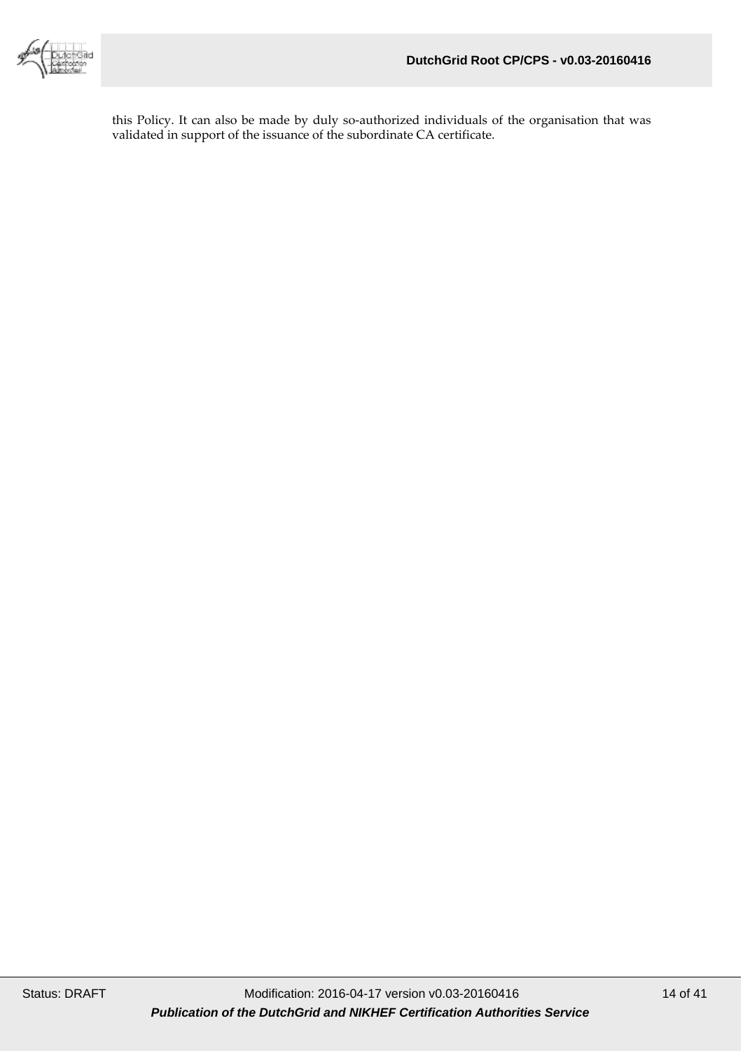this Policy. It can also be made by duly so-authorized individuals of the organisation that was validated in support of the issuance of the subordinate CA certificate.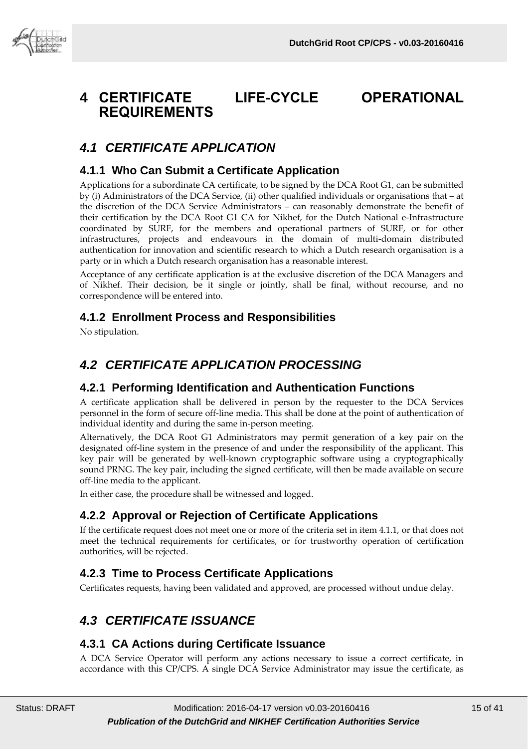# 4 CERTIFICATE LIFE-CYCLE OPERATIONAL REQUIREMENTS

## *4.1 CERTIFICATE APPLICATION*

### 4.1.1 Who Can Submit a Certificate Application

Applications for a subordinate CA certificate, to be signed by the DCA Root G1, can be submitted by (i) Administrators of the DCA Service, (ii) other qualified individuals or organisations that – at the discretion of the DCA Service Administrators – can reasonably demonstrate the benefit of their certification by the DCA Root G1 CA for Nikhef, for the Dutch National e-Infrastructure coordinated by SURF, for the members and operational partners of SURF, or for other infrastructures, projects and endeavours in the domain of multi-domain distributed authentication for innovation and scientific research to which a Dutch research organisation is a party or in which a Dutch research organisation has a reasonable interest.

Acceptance of any certificate application is at the exclusive discretion of the DCA Managers and of Nikhef. Their decision, be it single or jointly, shall be final, without recourse, and no correspondence will be entered into.

### 4.1.2 Enrollment Process and Responsibilities

No stipulation.

## *4.2 CERTIFICATE APPLICATION PROCESSING*

### 4.2.1 Performing Identification and Authentication Functions

A certificate application shall be delivered in person by the requester to the DCA Services personnel in the form of secure off-line media. This shall be done at the point of authentication of individual identity and during the same in-person meeting.

Alternatively, the DCA Root G1 Administrators may permit generation of a key pair on the designated off-line system in the presence of and under the responsibility of the applicant. This key pair will be generated by well-known cryptographic software using a cryptographically sound PRNG. The key pair, including the signed certificate, will then be made available on secure off-line media to the applicant.

In either case, the procedure shall be witnessed and logged.

### 4.2.2 Approval or Rejection of Certificate Applications

If the certificate request does not meet one or more of the criteria set in item 4.1.1, or that does not meet the technical requirements for certificates, or for trustworthy operation of certification authorities, will be rejected.

### 4.2.3 Time to Process Certificate Applications

Certificates requests, having been validated and approved, are processed without undue delay.

## *4.3 CERTIFICATE ISSUANCE*

### 4.3.1 CA Actions during Certificate Issuance

A DCA Service Operator will perform any actions necessary to issue a correct certificate, in accordance with this CP/CPS. A single DCA Service Administrator may issue the certificate, as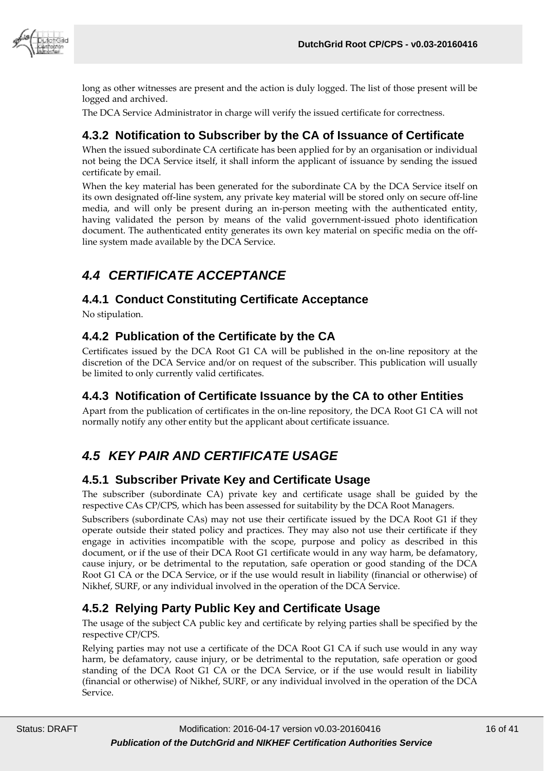long as other witnesses are present and the action is duly logged. The list of those present will be logged and archived.

The DCA Service Administrator in charge will verify the issued certificate for correctness.

### 4.3.2 Notification to Subscriber by the CA of Issuance of Certificate

When the issued subordinate CA certificate has been applied for by an organisation or individual not being the DCA Service itself, it shall inform the applicant of issuance by sending the issued certificate by email.

When the key material has been generated for the subordinate CA by the DCA Service itself on its own designated off-line system, any private key material will be stored only on secure off-line media, and will only be present during an in-person meeting with the authenticated entity, having validated the person by means of the valid government-issued photo identification document. The authenticated entity generates its own key material on specific media on the off-line system made available by the DCA Service.

## *4.4 CERTIFICATE ACCEPTANCE*

### 4.4.1 Conduct Constituting Certificate Acceptance

No stipulation.

### 4.4.2 Publication of the Certificate by the CA

Certificates issued by the DCA Root G1 CA will be published in the on-line repository at the discretion of the DCA Service and/or on request of the subscriber. This publication will usually be limited to only currently valid certificates.

### 4.4.3 Notification of Certificate Issuance by the CA to other Entities

Apart from the publication of certificates in the on-line repository, the DCA Root G1 CA will not normally notify any other entity but the applicant about certificate issuance.

## *4.5 KEY PAIR AND CERTIFICATE USAGE*

### 4.5.1 Subscriber Private Key and Certificate Usage

The subscriber (subordinate CA) private key and certificate usage shall be guided by the respective CAs CP/CPS, which has been assessed for suitability by the DCA Root Managers.

Subscribers (subordinate CAs) may not use their certificate issued by the DCA Root G1 if they operate outside their stated policy and practices. They may also not use their certificate if they engage in activities incompatible with the scope, purpose and policy as described in this document, or if the use of their DCA Root G1 certificate would in any way harm, be defamatory, cause injury, or be detrimental to the reputation, safe operation or good standing of the DCA Root G1 CA or the DCA Service, or if the use would result in liability (financial or otherwise) of Nikhef, SURF, or any individual involved in the operation of the DCA Service.

### 4.5.2 Relying Party Public Key and Certificate Usage

The usage of the subject CA public key and certificate by relying parties shall be specified by the respective CP/CPS.

Relying parties may not use a certificate of the DCA Root G1 CA if such use would in any way harm, be defamatory, cause injury, or be detrimental to the reputation, safe operation or good standing of the DCA Root G1 CA or the DCA Service, or if the use would result in liability (financial or otherwise) of Nikhef, SURF, or any individual involved in the operation of the DCA Service.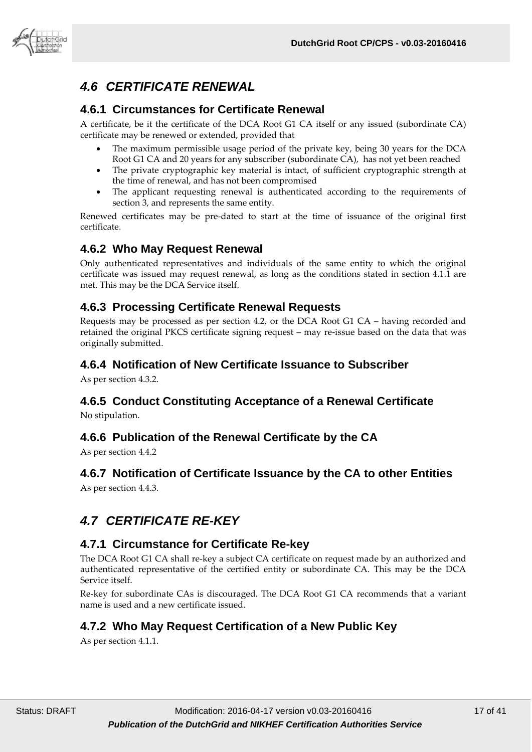## *4.6 CERTIFICATE RENEWAL*

### 4.6.1 Circumstances for Certificate Renewal

A certificate, be it the certificate of the DCA Root G1 CA itself or any issued (subordinate CA) certificate may be renewed or extended, provided that

- The maximum permissible usage period of the private key, being 30 years for the DCA Root G1 CA and 20 years for any subscriber (subordinate CA), has not yet been reached
- The private cryptographic key material is intact, of sufficient cryptographic strength at the time of renewal, and has not been compromised
- The applicant requesting renewal is authenticated according to the requirements of section 3, and represents the same entity.

Renewed certificates may be pre-dated to start at the time of issuance of the original first certificate.

### 4.6.2 Who May Request Renewal

Only authenticated representatives and individuals of the same entity to which the original certificate was issued may request renewal, as long as the conditions stated in section 4.1.1 are met. This may be the DCA Service itself.

### 4.6.3 Processing Certificate Renewal Requests

Requests may be processed as per section 4.2, or the DCA Root G1 CA – having recorded and retained the original PKCS certificate signing request – may re-issue based on the data that was originally submitted.

### 4.6.4 Notification of New Certificate Issuance to Subscriber

As per section 4.3.2.

### 4.6.5 Conduct Constituting Acceptance of a Renewal Certificate

No stipulation.

### 4.6.6 Publication of the Renewal Certificate by the CA

As per section 4.4.2

### 4.6.7 Notification of Certificate Issuance by the CA to other Entities

As per section 4.4.3.

## *4.7 CERTIFICATE RE-KEY*

### 4.7.1 Circumstance for Certificate Re-key

The DCA Root G1 CA shall re-key a subject CA certificate on request made by an authorized and authenticated representative of the certified entity or subordinate CA. This may be the DCA Service itself.

Re-key for subordinate CAs is discouraged. The DCA Root G1 CA recommends that a variant name is used and a new certificate issued.

### 4.7.2 Who May Request Certification of a New Public Key

As per section 4.1.1.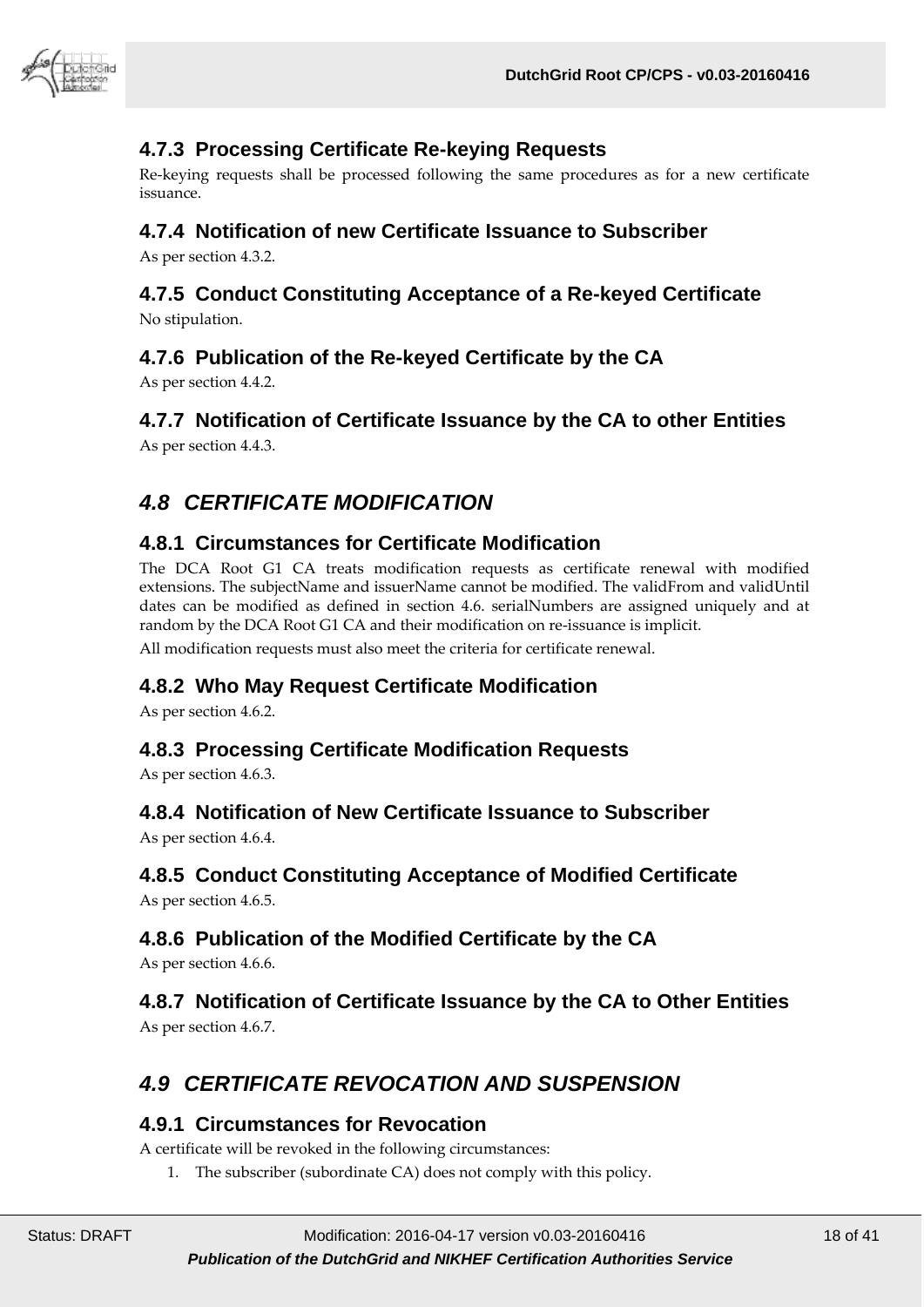### 4.7.3 Processing Certificate Re-keying Requests

Re-keying requests shall be processed following the same procedures as for a new certificate issuance.

### 4.7.4 Notification of new Certificate Issuance to Subscriber

As per section 4.3.2.

### 4.7.5 Conduct Constituting Acceptance of a Re-keyed Certificate

No stipulation.

### 4.7.6 Publication of the Re-keyed Certificate by the CA

As per section 4.4.2.

### 4.7.7 Notification of Certificate Issuance by the CA to other Entities

As per section 4.4.3.

## *4.8 CERTIFICATE MODIFICATION*

### 4.8.1 Circumstances for Certificate Modification

The DCA Root G1 CA treats modification requests as certificate renewal with modified extensions. The subjectName and issuerName cannot be modified. The validFrom and validUntil dates can be modified as defined in section 4.6. serialNumbers are assigned uniquely and at random by the DCA Root G1 CA and their modification on re-issuance is implicit.

All modification requests must also meet the criteria for certificate renewal.

### 4.8.2 Who May Request Certificate Modification

As per section 4.6.2.

### 4.8.3 Processing Certificate Modification Requests

As per section 4.6.3.

### 4.8.4 Notification of New Certificate Issuance to Subscriber

As per section 4.6.4.

### 4.8.5 Conduct Constituting Acceptance of Modified Certificate

As per section 4.6.5.

### 4.8.6 Publication of the Modified Certificate by the CA

As per section 4.6.6.

### 4.8.7 Notification of Certificate Issuance by the CA to Other Entities

As per section 4.6.7.

## *4.9 CERTIFICATE REVOCATION AND SUSPENSION*

### 4.9.1 Circumstances for Revocation

A certificate will be revoked in the following circumstances:

1. The subscriber (subordinate CA) does not comply with this policy.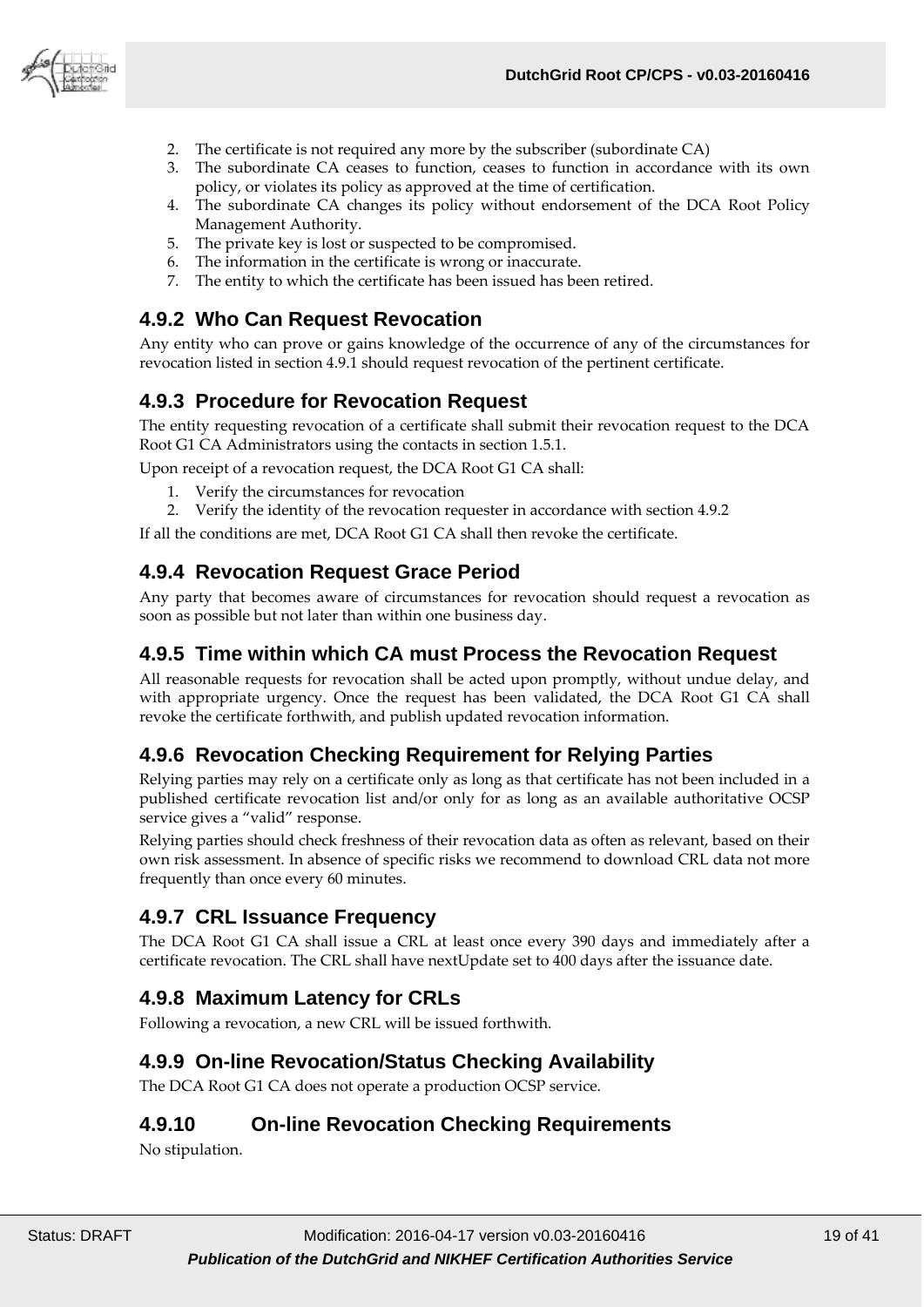2. The certificate is not required any more by the subscriber (subordinate CA)
3. The subordinate CA ceases to function, ceases to function in accordance with its own policy, or violates its policy as approved at the time of certification.
4. The subordinate CA changes its policy without endorsement of the DCA Root Policy Management Authority.
5. The private key is lost or suspected to be compromised.
6. The information in the certificate is wrong or inaccurate.
7. The entity to which the certificate has been issued has been retired.

### 4.9.2 Who Can Request Revocation

Any entity who can prove or gains knowledge of the occurrence of any of the circumstances for revocation listed in section 4.9.1 should request revocation of the pertinent certificate.

### 4.9.3 Procedure for Revocation Request

The entity requesting revocation of a certificate shall submit their revocation request to the DCA Root G1 CA Administrators using the contacts in section 1.5.1.

Upon receipt of a revocation request, the DCA Root G1 CA shall:

1. Verify the circumstances for revocation
2. Verify the identity of the revocation requester in accordance with section 4.9.2

If all the conditions are met, DCA Root G1 CA shall then revoke the certificate.

### 4.9.4 Revocation Request Grace Period

Any party that becomes aware of circumstances for revocation should request a revocation as soon as possible but not later than within one business day.

### 4.9.5 Time within which CA must Process the Revocation Request

All reasonable requests for revocation shall be acted upon promptly, without undue delay, and with appropriate urgency. Once the request has been validated, the DCA Root G1 CA shall revoke the certificate forthwith, and publish updated revocation information.

### 4.9.6 Revocation Checking Requirement for Relying Parties

Relying parties may rely on a certificate only as long as that certificate has not been included in a published certificate revocation list and/or only for as long as an available authoritative OCSP service gives a "valid" response.

Relying parties should check freshness of their revocation data as often as relevant, based on their own risk assessment. In absence of specific risks we recommend to download CRL data not more frequently than once every 60 minutes.

### 4.9.7 CRL Issuance Frequency

The DCA Root G1 CA shall issue a CRL at least once every 390 days and immediately after a certificate revocation. The CRL shall have nextUpdate set to 400 days after the issuance date.

### 4.9.8 Maximum Latency for CRLs

Following a revocation, a new CRL will be issued forthwith.

### 4.9.9 On-line Revocation/Status Checking Availability

The DCA Root G1 CA does not operate a production OCSP service.

### 4.9.10 On-line Revocation Checking Requirements

No stipulation.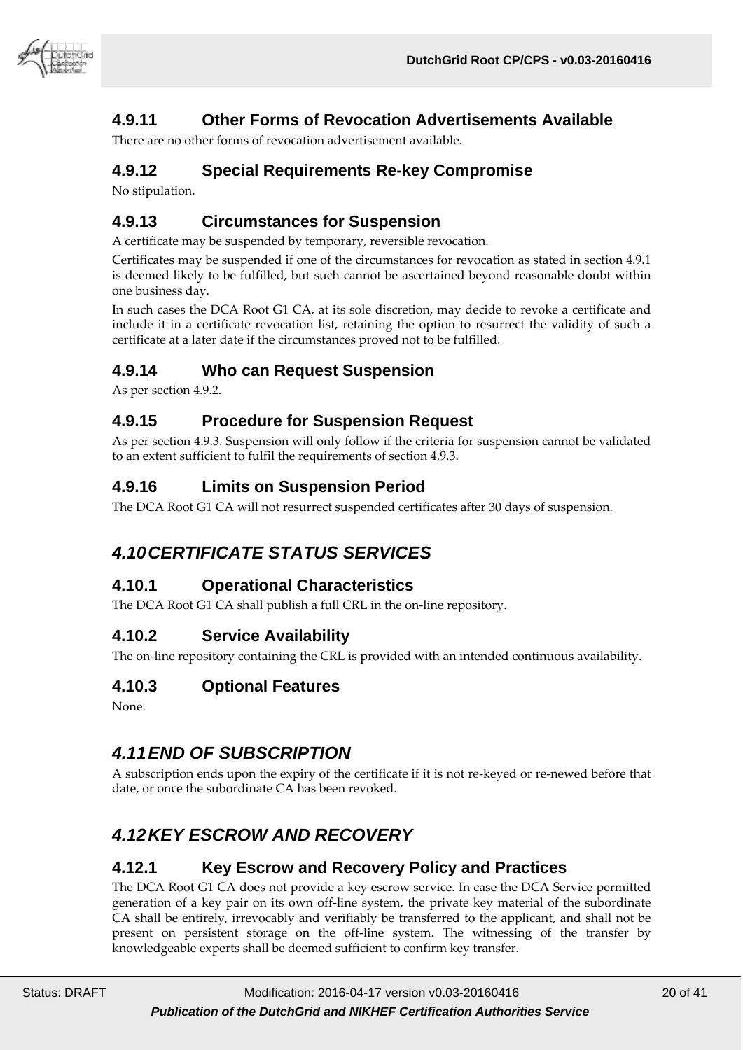### 4.9.11 Other Forms of Revocation Advertisements Available

There are no other forms of revocation advertisement available.

### 4.9.12 Special Requirements Re-key Compromise

No stipulation.

### 4.9.13 Circumstances for Suspension

A certificate may be suspended by temporary, reversible revocation.

Certificates may be suspended if one of the circumstances for revocation as stated in section 4.9.1 is deemed likely to be fulfilled, but such cannot be ascertained beyond reasonable doubt within one business day.

In such cases the DCA Root G1 CA, at its sole discretion, may decide to revoke a certificate and include it in a certificate revocation list, retaining the option to resurrect the validity of such a certificate at a later date if the circumstances proved not to be fulfilled.

### 4.9.14 Who can Request Suspension

As per section 4.9.2.

### 4.9.15 Procedure for Suspension Request

As per section 4.9.3. Suspension will only follow if the criteria for suspension cannot be validated to an extent sufficient to fulfil the requirements of section 4.9.3.

### 4.9.16 Limits on Suspension Period

The DCA Root G1 CA will not resurrect suspended certificates after 30 days of suspension.

## *4.10 CERTIFICATE STATUS SERVICES*

### 4.10.1 Operational Characteristics

The DCA Root G1 CA shall publish a full CRL in the on-line repository.

### 4.10.2 Service Availability

The on-line repository containing the CRL is provided with an intended continuous availability.

### 4.10.3 Optional Features

None.

## *4.11 END OF SUBSCRIPTION*

A subscription ends upon the expiry of the certificate if it is not re-keyed or re-newed before that date, or once the subordinate CA has been revoked.

## *4.12 KEY ESCROW AND RECOVERY*

### 4.12.1 Key Escrow and Recovery Policy and Practices

The DCA Root G1 CA does not provide a key escrow service. In case the DCA Service permitted generation of a key pair on its own off-line system, the private key material of the subordinate CA shall be entirely, irrevocably and verifiably be transferred to the applicant, and shall not be present on persistent storage on the off-line system. The witnessing of the transfer by knowledgeable experts shall be deemed sufficient to confirm key transfer.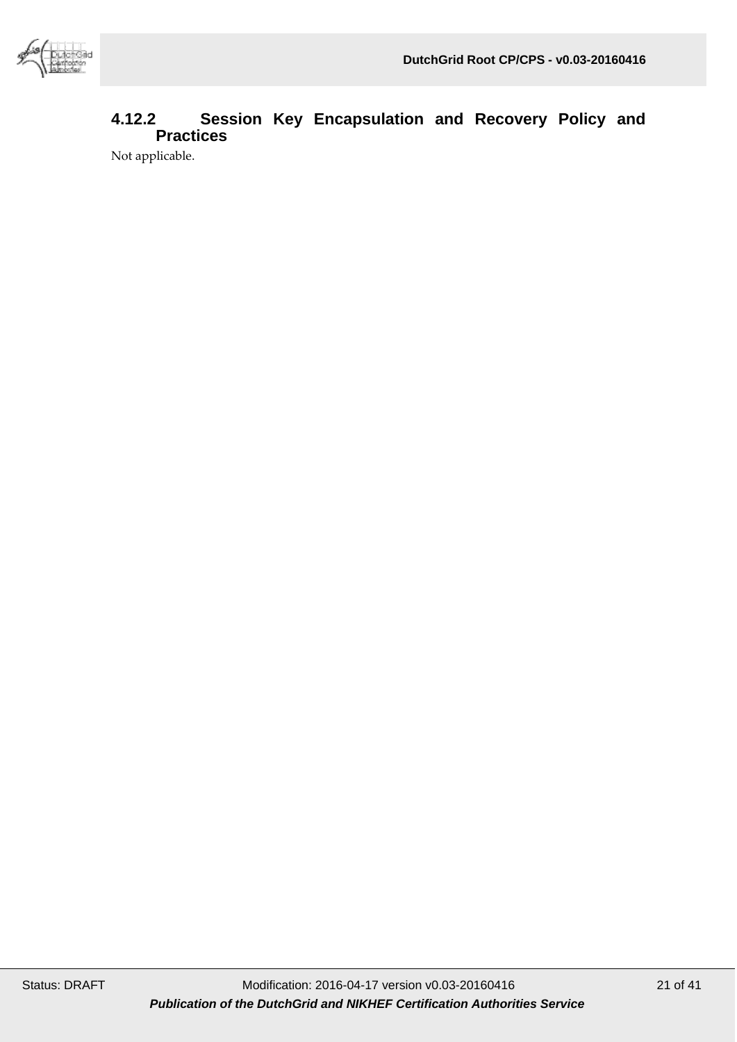#### 4.12.2 Session Key Encapsulation and Recovery Policy and Practices

Not applicable.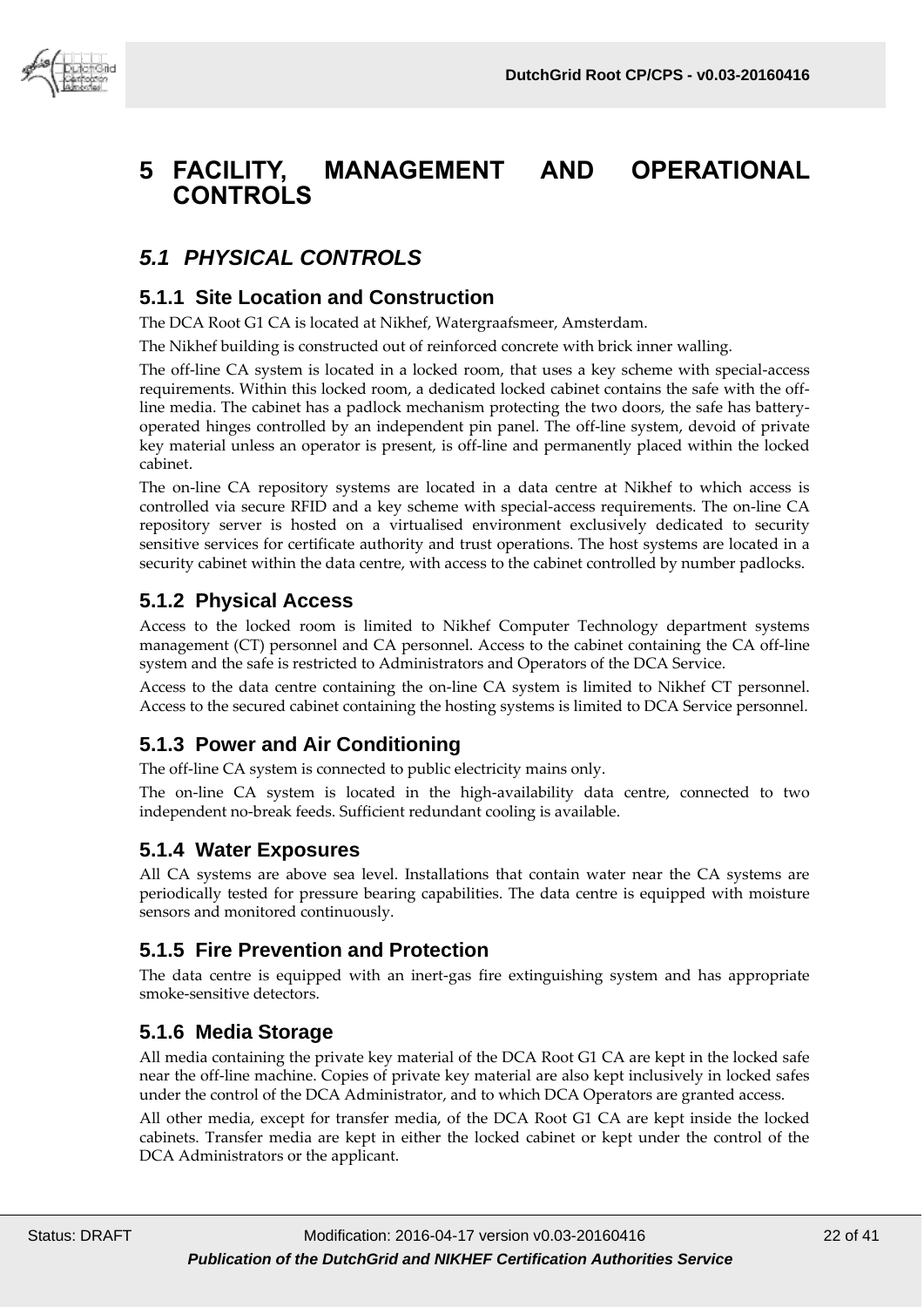# 5 FACILITY, MANAGEMENT AND OPERATIONAL CONTROLS

## *5.1 PHYSICAL CONTROLS*

### 5.1.1 Site Location and Construction

The DCA Root G1 CA is located at Nikhef, Watergraafsmeer, Amsterdam.

The Nikhef building is constructed out of reinforced concrete with brick inner walling.

The off-line CA system is located in a locked room, that uses a key scheme with special-access requirements. Within this locked room, a dedicated locked cabinet contains the safe with the off-line media. The cabinet has a padlock mechanism protecting the two doors, the safe has battery-operated hinges controlled by an independent pin panel. The off-line system, devoid of private key material unless an operator is present, is off-line and permanently placed within the locked cabinet.

The on-line CA repository systems are located in a data centre at Nikhef to which access is controlled via secure RFID and a key scheme with special-access requirements. The on-line CA repository server is hosted on a virtualised environment exclusively dedicated to security sensitive services for certificate authority and trust operations. The host systems are located in a security cabinet within the data centre, with access to the cabinet controlled by number padlocks.

### 5.1.2 Physical Access

Access to the locked room is limited to Nikhef Computer Technology department systems management (CT) personnel and CA personnel. Access to the cabinet containing the CA off-line system and the safe is restricted to Administrators and Operators of the DCA Service.

Access to the data centre containing the on-line CA system is limited to Nikhef CT personnel. Access to the secured cabinet containing the hosting systems is limited to DCA Service personnel.

### 5.1.3 Power and Air Conditioning

The off-line CA system is connected to public electricity mains only.

The on-line CA system is located in the high-availability data centre, connected to two independent no-break feeds. Sufficient redundant cooling is available.

### 5.1.4 Water Exposures

All CA systems are above sea level. Installations that contain water near the CA systems are periodically tested for pressure bearing capabilities. The data centre is equipped with moisture sensors and monitored continuously.

### 5.1.5 Fire Prevention and Protection

The data centre is equipped with an inert-gas fire extinguishing system and has appropriate smoke-sensitive detectors.

### 5.1.6 Media Storage

All media containing the private key material of the DCA Root G1 CA are kept in the locked safe near the off-line machine. Copies of private key material are also kept inclusively in locked safes under the control of the DCA Administrator, and to which DCA Operators are granted access.

All other media, except for transfer media, of the DCA Root G1 CA are kept inside the locked cabinets. Transfer media are kept in either the locked cabinet or kept under the control of the DCA Administrators or the applicant.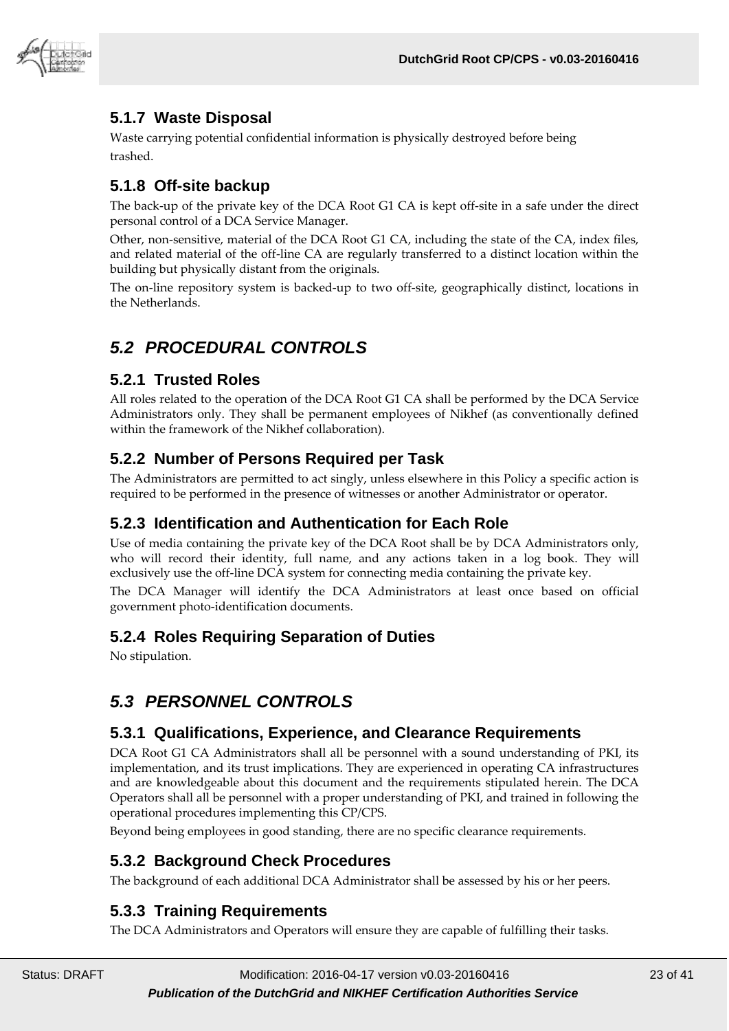### 5.1.7 Waste Disposal

Waste carrying potential confidential information is physically destroyed before being trashed.

### 5.1.8 Off-site backup

The back-up of the private key of the DCA Root G1 CA is kept off-site in a safe under the direct personal control of a DCA Service Manager.

Other, non-sensitive, material of the DCA Root G1 CA, including the state of the CA, index files, and related material of the off-line CA are regularly transferred to a distinct location within the building but physically distant from the originals.

The on-line repository system is backed-up to two off-site, geographically distinct, locations in the Netherlands.

## *5.2 PROCEDURAL CONTROLS*

### 5.2.1 Trusted Roles

All roles related to the operation of the DCA Root G1 CA shall be performed by the DCA Service Administrators only. They shall be permanent employees of Nikhef (as conventionally defined within the framework of the Nikhef collaboration).

### 5.2.2 Number of Persons Required per Task

The Administrators are permitted to act singly, unless elsewhere in this Policy a specific action is required to be performed in the presence of witnesses or another Administrator or operator.

### 5.2.3 Identification and Authentication for Each Role

Use of media containing the private key of the DCA Root shall be by DCA Administrators only, who will record their identity, full name, and any actions taken in a log book. They will exclusively use the off-line DCA system for connecting media containing the private key.

The DCA Manager will identify the DCA Administrators at least once based on official government photo-identification documents.

### 5.2.4 Roles Requiring Separation of Duties

No stipulation.

## *5.3 PERSONNEL CONTROLS*

### 5.3.1 Qualifications, Experience, and Clearance Requirements

DCA Root G1 CA Administrators shall all be personnel with a sound understanding of PKI, its implementation, and its trust implications. They are experienced in operating CA infrastructures and are knowledgeable about this document and the requirements stipulated herein. The DCA Operators shall all be personnel with a proper understanding of PKI, and trained in following the operational procedures implementing this CP/CPS.

Beyond being employees in good standing, there are no specific clearance requirements.

### 5.3.2 Background Check Procedures

The background of each additional DCA Administrator shall be assessed by his or her peers.

### 5.3.3 Training Requirements

The DCA Administrators and Operators will ensure they are capable of fulfilling their tasks.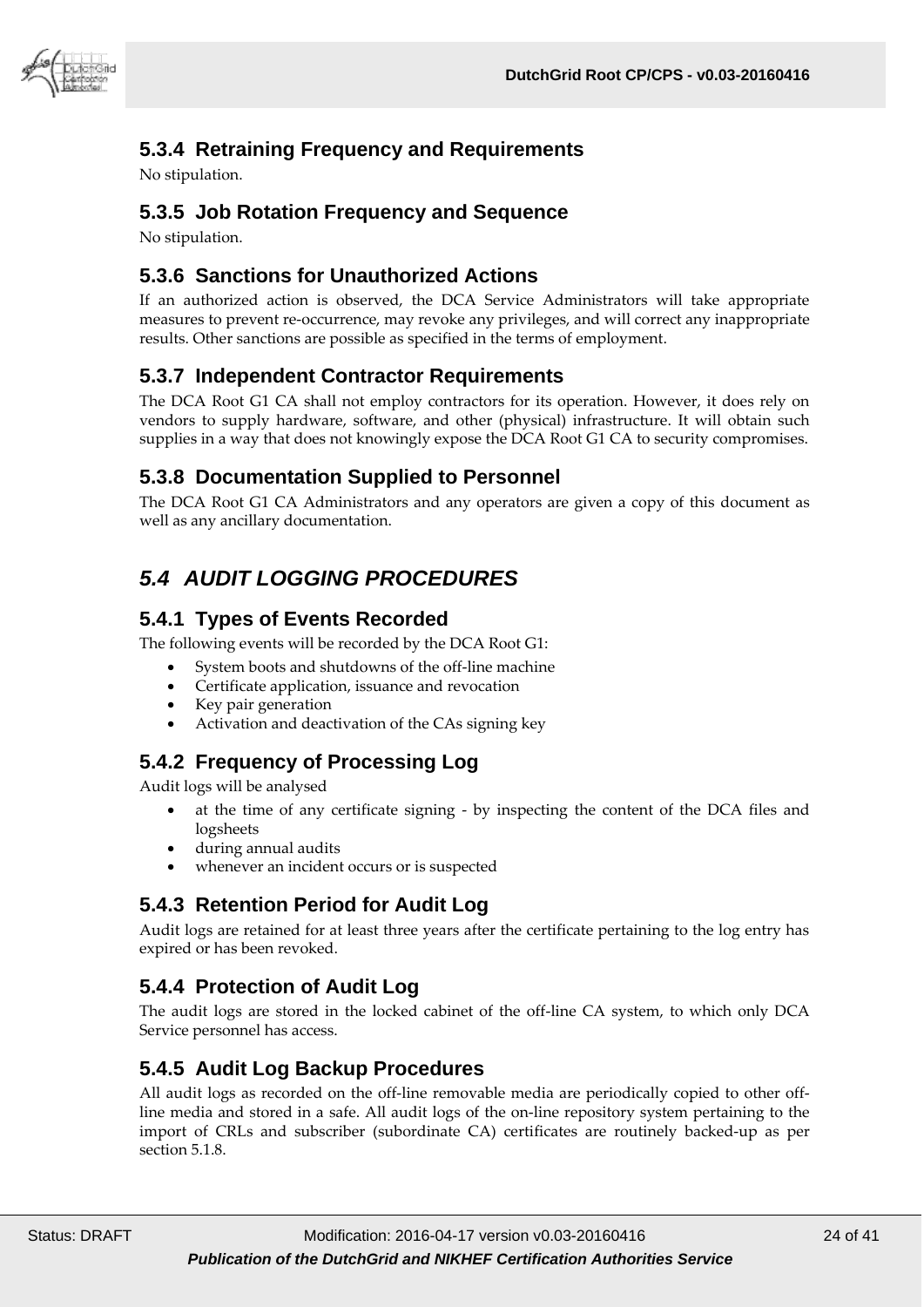### 5.3.4 Retraining Frequency and Requirements

No stipulation.

### 5.3.5 Job Rotation Frequency and Sequence

No stipulation.

### 5.3.6 Sanctions for Unauthorized Actions

If an authorized action is observed, the DCA Service Administrators will take appropriate measures to prevent re-occurrence, may revoke any privileges, and will correct any inappropriate results. Other sanctions are possible as specified in the terms of employment.

### 5.3.7 Independent Contractor Requirements

The DCA Root G1 CA shall not employ contractors for its operation. However, it does rely on vendors to supply hardware, software, and other (physical) infrastructure. It will obtain such supplies in a way that does not knowingly expose the DCA Root G1 CA to security compromises.

### 5.3.8 Documentation Supplied to Personnel

The DCA Root G1 CA Administrators and any operators are given a copy of this document as well as any ancillary documentation.

## *5.4 AUDIT LOGGING PROCEDURES*

### 5.4.1 Types of Events Recorded

The following events will be recorded by the DCA Root G1:

- System boots and shutdowns of the off-line machine
- Certificate application, issuance and revocation
- Key pair generation
- Activation and deactivation of the CAs signing key

### 5.4.2 Frequency of Processing Log

Audit logs will be analysed

- at the time of any certificate signing - by inspecting the content of the DCA files and logsheets
- during annual audits
- whenever an incident occurs or is suspected

### 5.4.3 Retention Period for Audit Log

Audit logs are retained for at least three years after the certificate pertaining to the log entry has expired or has been revoked.

### 5.4.4 Protection of Audit Log

The audit logs are stored in the locked cabinet of the off-line CA system, to which only DCA Service personnel has access.

### 5.4.5 Audit Log Backup Procedures

All audit logs as recorded on the off-line removable media are periodically copied to other off-line media and stored in a safe. All audit logs of the on-line repository system pertaining to the import of CRLs and subscriber (subordinate CA) certificates are routinely backed-up as per section 5.1.8.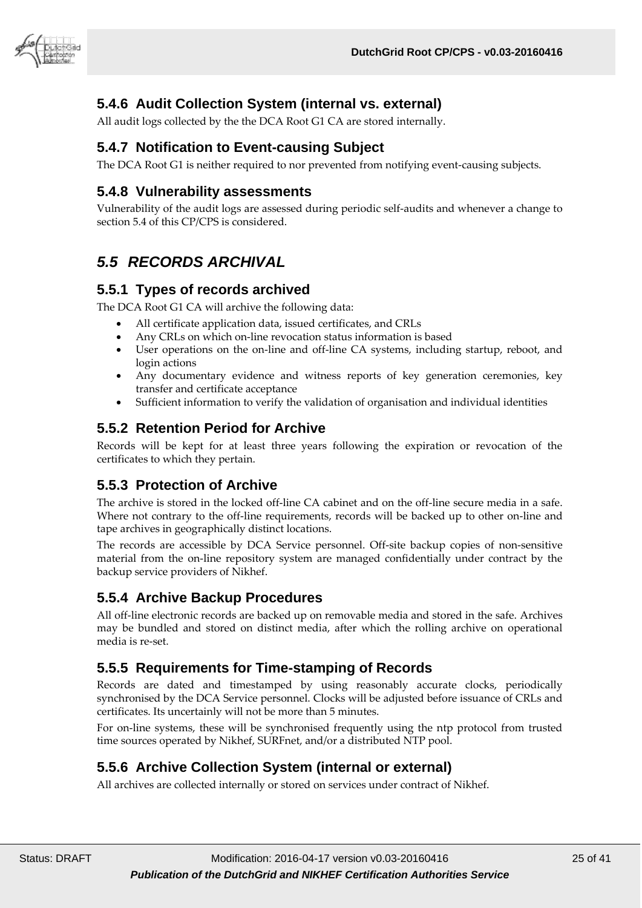### 5.4.6 Audit Collection System (internal vs. external)

All audit logs collected by the the DCA Root G1 CA are stored internally.

### 5.4.7 Notification to Event-causing Subject

The DCA Root G1 is neither required to nor prevented from notifying event-causing subjects.

### 5.4.8 Vulnerability assessments

Vulnerability of the audit logs are assessed during periodic self-audits and whenever a change to section 5.4 of this CP/CPS is considered.

## *5.5 RECORDS ARCHIVAL*

### 5.5.1 Types of records archived

The DCA Root G1 CA will archive the following data:

- All certificate application data, issued certificates, and CRLs
- Any CRLs on which on-line revocation status information is based
- User operations on the on-line and off-line CA systems, including startup, reboot, and login actions
- Any documentary evidence and witness reports of key generation ceremonies, key transfer and certificate acceptance
- Sufficient information to verify the validation of organisation and individual identities

### 5.5.2 Retention Period for Archive

Records will be kept for at least three years following the expiration or revocation of the certificates to which they pertain.

### 5.5.3 Protection of Archive

The archive is stored in the locked off-line CA cabinet and on the off-line secure media in a safe. Where not contrary to the off-line requirements, records will be backed up to other on-line and tape archives in geographically distinct locations.

The records are accessible by DCA Service personnel. Off-site backup copies of non-sensitive material from the on-line repository system are managed confidentially under contract by the backup service providers of Nikhef.

### 5.5.4 Archive Backup Procedures

All off-line electronic records are backed up on removable media and stored in the safe. Archives may be bundled and stored on distinct media, after which the rolling archive on operational media is re-set.

### 5.5.5 Requirements for Time-stamping of Records

Records are dated and timestamped by using reasonably accurate clocks, periodically synchronised by the DCA Service personnel. Clocks will be adjusted before issuance of CRLs and certificates. Its uncertainly will not be more than 5 minutes.

For on-line systems, these will be synchronised frequently using the ntp protocol from trusted time sources operated by Nikhef, SURFnet, and/or a distributed NTP pool.

### 5.5.6 Archive Collection System (internal or external)

All archives are collected internally or stored on services under contract of Nikhef.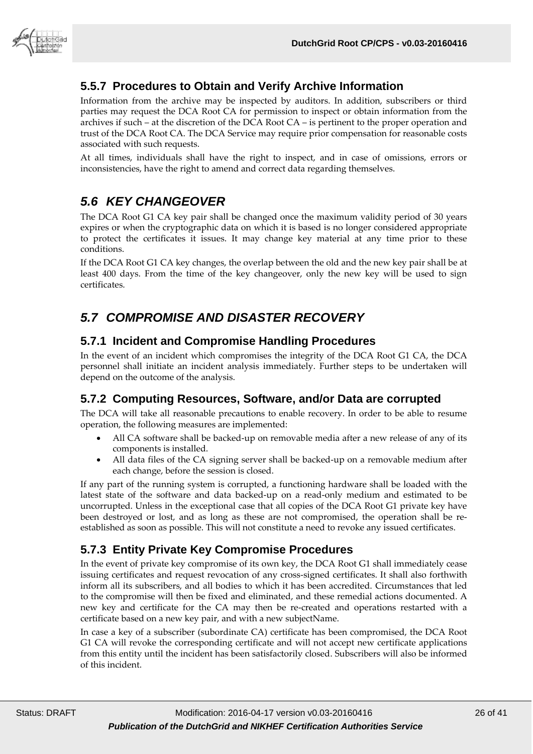### 5.5.7 Procedures to Obtain and Verify Archive Information

Information from the archive may be inspected by auditors. In addition, subscribers or third parties may request the DCA Root CA for permission to inspect or obtain information from the archives if such – at the discretion of the DCA Root CA – is pertinent to the proper operation and trust of the DCA Root CA. The DCA Service may require prior compensation for reasonable costs associated with such requests.

At all times, individuals shall have the right to inspect, and in case of omissions, errors or inconsistencies, have the right to amend and correct data regarding themselves.

## *5.6 KEY CHANGEOVER*

The DCA Root G1 CA key pair shall be changed once the maximum validity period of 30 years expires or when the cryptographic data on which it is based is no longer considered appropriate to protect the certificates it issues. It may change key material at any time prior to these conditions.

If the DCA Root G1 CA key changes, the overlap between the old and the new key pair shall be at least 400 days. From the time of the key changeover, only the new key will be used to sign certificates.

## *5.7 COMPROMISE AND DISASTER RECOVERY*

### 5.7.1 Incident and Compromise Handling Procedures

In the event of an incident which compromises the integrity of the DCA Root G1 CA, the DCA personnel shall initiate an incident analysis immediately. Further steps to be undertaken will depend on the outcome of the analysis.

### 5.7.2 Computing Resources, Software, and/or Data are corrupted

The DCA will take all reasonable precautions to enable recovery. In order to be able to resume operation, the following measures are implemented:

- All CA software shall be backed-up on removable media after a new release of any of its components is installed.
- All data files of the CA signing server shall be backed-up on a removable medium after each change, before the session is closed.

If any part of the running system is corrupted, a functioning hardware shall be loaded with the latest state of the software and data backed-up on a read-only medium and estimated to be uncorrupted. Unless in the exceptional case that all copies of the DCA Root G1 private key have been destroyed or lost, and as long as these are not compromised, the operation shall be re-established as soon as possible. This will not constitute a need to revoke any issued certificates.

### 5.7.3 Entity Private Key Compromise Procedures

In the event of private key compromise of its own key, the DCA Root G1 shall immediately cease issuing certificates and request revocation of any cross-signed certificates. It shall also forthwith inform all its subscribers, and all bodies to which it has been accredited. Circumstances that led to the compromise will then be fixed and eliminated, and these remedial actions documented. A new key and certificate for the CA may then be re-created and operations restarted with a certificate based on a new key pair, and with a new subjectName.

In case a key of a subscriber (subordinate CA) certificate has been compromised, the DCA Root G1 CA will revoke the corresponding certificate and will not accept new certificate applications from this entity until the incident has been satisfactorily closed. Subscribers will also be informed of this incident.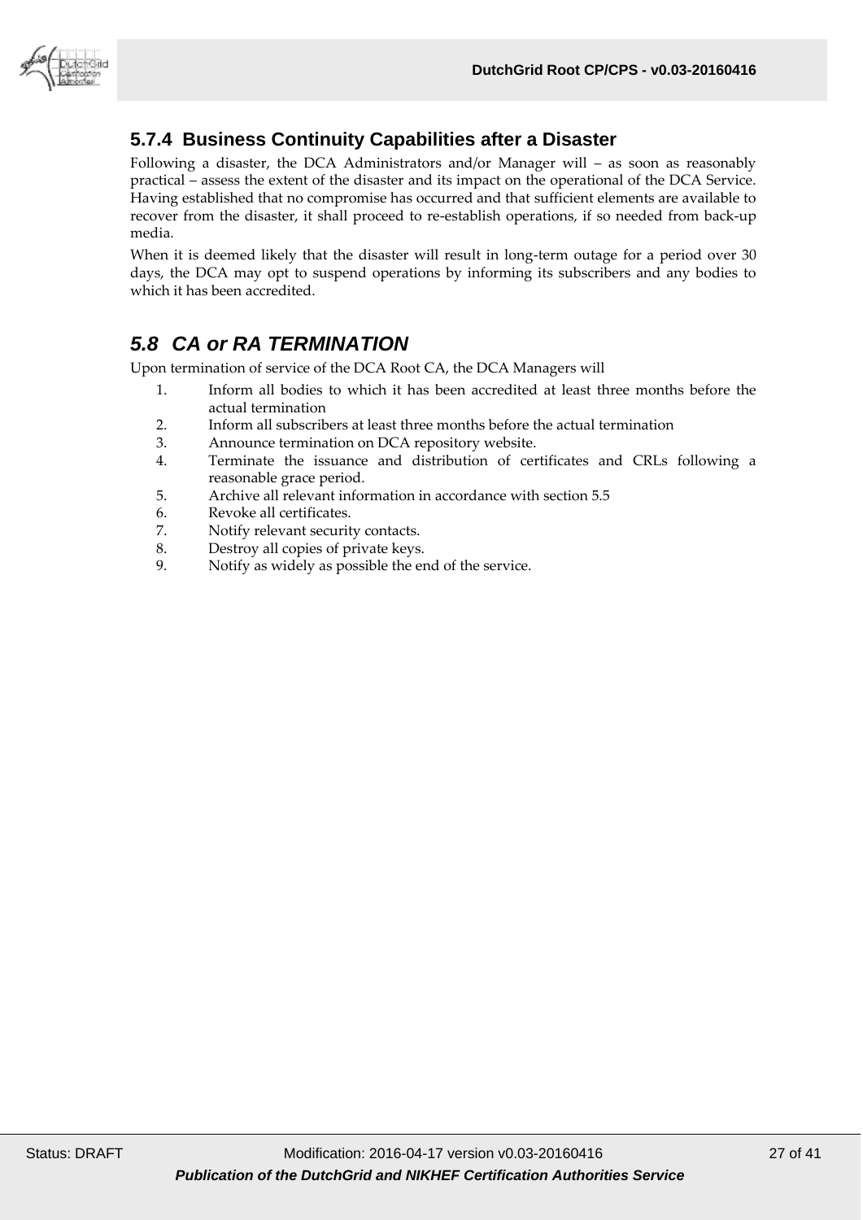### 5.7.4 Business Continuity Capabilities after a Disaster

Following a disaster, the DCA Administrators and/or Manager will – as soon as reasonably practical – assess the extent of the disaster and its impact on the operational of the DCA Service. Having established that no compromise has occurred and that sufficient elements are available to recover from the disaster, it shall proceed to re-establish operations, if so needed from back-up media.

When it is deemed likely that the disaster will result in long-term outage for a period over 30 days, the DCA may opt to suspend operations by informing its subscribers and any bodies to which it has been accredited.

## *5.8 CA or RA TERMINATION*

Upon termination of service of the DCA Root CA, the DCA Managers will

1. Inform all bodies to which it has been accredited at least three months before the actual termination
2. Inform all subscribers at least three months before the actual termination
3. Announce termination on DCA repository website.
4. Terminate the issuance and distribution of certificates and CRLs following a reasonable grace period.
5. Archive all relevant information in accordance with section 5.5
6. Revoke all certificates.
7. Notify relevant security contacts.
8. Destroy all copies of private keys.
9. Notify as widely as possible the end of the service.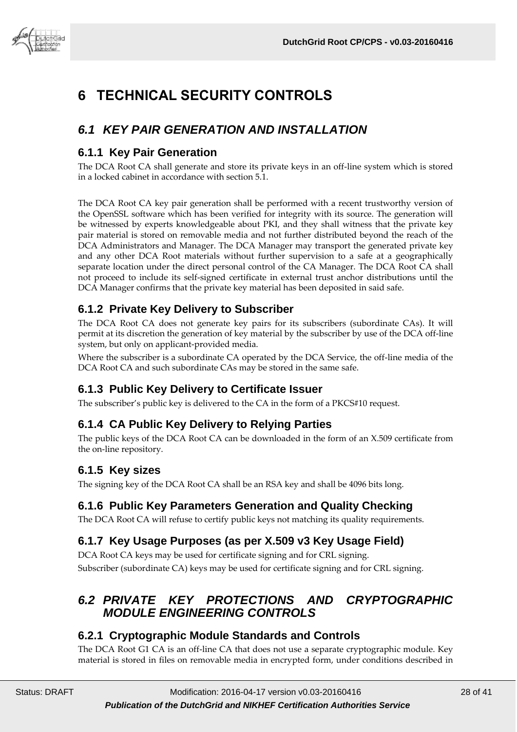# 6 TECHNICAL SECURITY CONTROLS

## *6.1 KEY PAIR GENERATION AND INSTALLATION*

### 6.1.1 Key Pair Generation

The DCA Root CA shall generate and store its private keys in an off-line system which is stored in a locked cabinet in accordance with section 5.1.

The DCA Root CA key pair generation shall be performed with a recent trustworthy version of the OpenSSL software which has been verified for integrity with its source. The generation will be witnessed by experts knowledgeable about PKI, and they shall witness that the private key pair material is stored on removable media and not further distributed beyond the reach of the DCA Administrators and Manager. The DCA Manager may transport the generated private key and any other DCA Root materials without further supervision to a safe at a geographically separate location under the direct personal control of the CA Manager. The DCA Root CA shall not proceed to include its self-signed certificate in external trust anchor distributions until the DCA Manager confirms that the private key material has been deposited in said safe.

### 6.1.2 Private Key Delivery to Subscriber

The DCA Root CA does not generate key pairs for its subscribers (subordinate CAs). It will permit at its discretion the generation of key material by the subscriber by use of the DCA off-line system, but only on applicant-provided media.

Where the subscriber is a subordinate CA operated by the DCA Service, the off-line media of the DCA Root CA and such subordinate CAs may be stored in the same safe.

### 6.1.3 Public Key Delivery to Certificate Issuer

The subscriber's public key is delivered to the CA in the form of a PKCS#10 request.

### 6.1.4 CA Public Key Delivery to Relying Parties

The public keys of the DCA Root CA can be downloaded in the form of an X.509 certificate from the on-line repository.

### 6.1.5 Key sizes

The signing key of the DCA Root CA shall be an RSA key and shall be 4096 bits long.

### 6.1.6 Public Key Parameters Generation and Quality Checking

The DCA Root CA will refuse to certify public keys not matching its quality requirements.

### 6.1.7 Key Usage Purposes (as per X.509 v3 Key Usage Field)

DCA Root CA keys may be used for certificate signing and for CRL signing.

Subscriber (subordinate CA) keys may be used for certificate signing and for CRL signing.

## *6.2 PRIVATE KEY PROTECTIONS AND CRYPTOGRAPHIC MODULE ENGINEERING CONTROLS*

### 6.2.1 Cryptographic Module Standards and Controls

The DCA Root G1 CA is an off-line CA that does not use a separate cryptographic module. Key material is stored in files on removable media in encrypted form, under conditions described in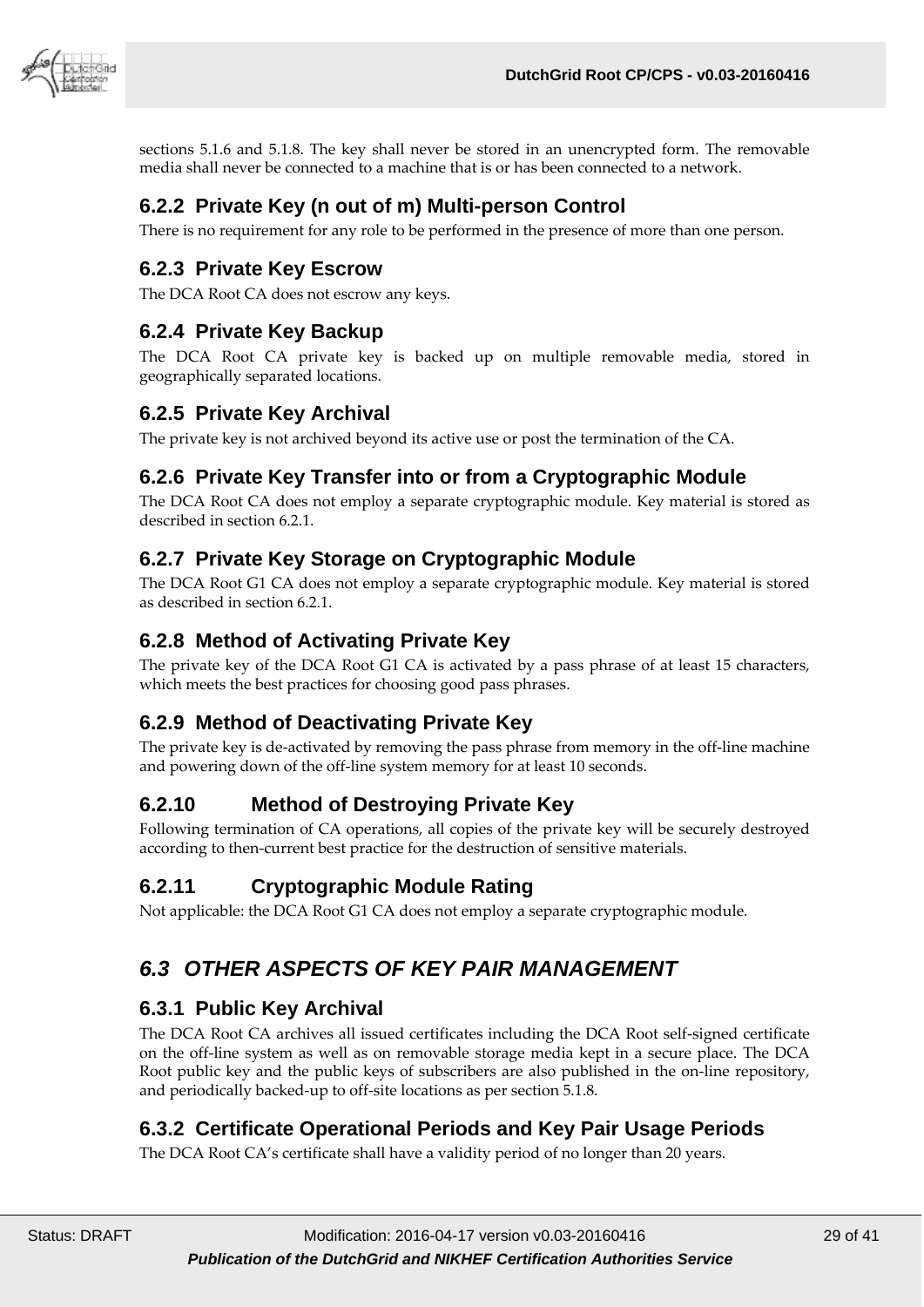sections 5.1.6 and 5.1.8. The key shall never be stored in an unencrypted form. The removable media shall never be connected to a machine that is or has been connected to a network.

### 6.2.2 Private Key (n out of m) Multi-person Control

There is no requirement for any role to be performed in the presence of more than one person.

### 6.2.3 Private Key Escrow

The DCA Root CA does not escrow any keys.

### 6.2.4 Private Key Backup

The DCA Root CA private key is backed up on multiple removable media, stored in geographically separated locations.

### 6.2.5 Private Key Archival

The private key is not archived beyond its active use or post the termination of the CA.

### 6.2.6 Private Key Transfer into or from a Cryptographic Module

The DCA Root CA does not employ a separate cryptographic module. Key material is stored as described in section 6.2.1.

### 6.2.7 Private Key Storage on Cryptographic Module

The DCA Root G1 CA does not employ a separate cryptographic module. Key material is stored as described in section 6.2.1.

### 6.2.8 Method of Activating Private Key

The private key of the DCA Root G1 CA is activated by a pass phrase of at least 15 characters, which meets the best practices for choosing good pass phrases.

### 6.2.9 Method of Deactivating Private Key

The private key is de-activated by removing the pass phrase from memory in the off-line machine and powering down of the off-line system memory for at least 10 seconds.

### 6.2.10 Method of Destroying Private Key

Following termination of CA operations, all copies of the private key will be securely destroyed according to then-current best practice for the destruction of sensitive materials.

### 6.2.11 Cryptographic Module Rating

Not applicable: the DCA Root G1 CA does not employ a separate cryptographic module.

## *6.3 OTHER ASPECTS OF KEY PAIR MANAGEMENT*

### 6.3.1 Public Key Archival

The DCA Root CA archives all issued certificates including the DCA Root self-signed certificate on the off-line system as well as on removable storage media kept in a secure place. The DCA Root public key and the public keys of subscribers are also published in the on-line repository, and periodically backed-up to off-site locations as per section 5.1.8.

### 6.3.2 Certificate Operational Periods and Key Pair Usage Periods

The DCA Root CA's certificate shall have a validity period of no longer than 20 years.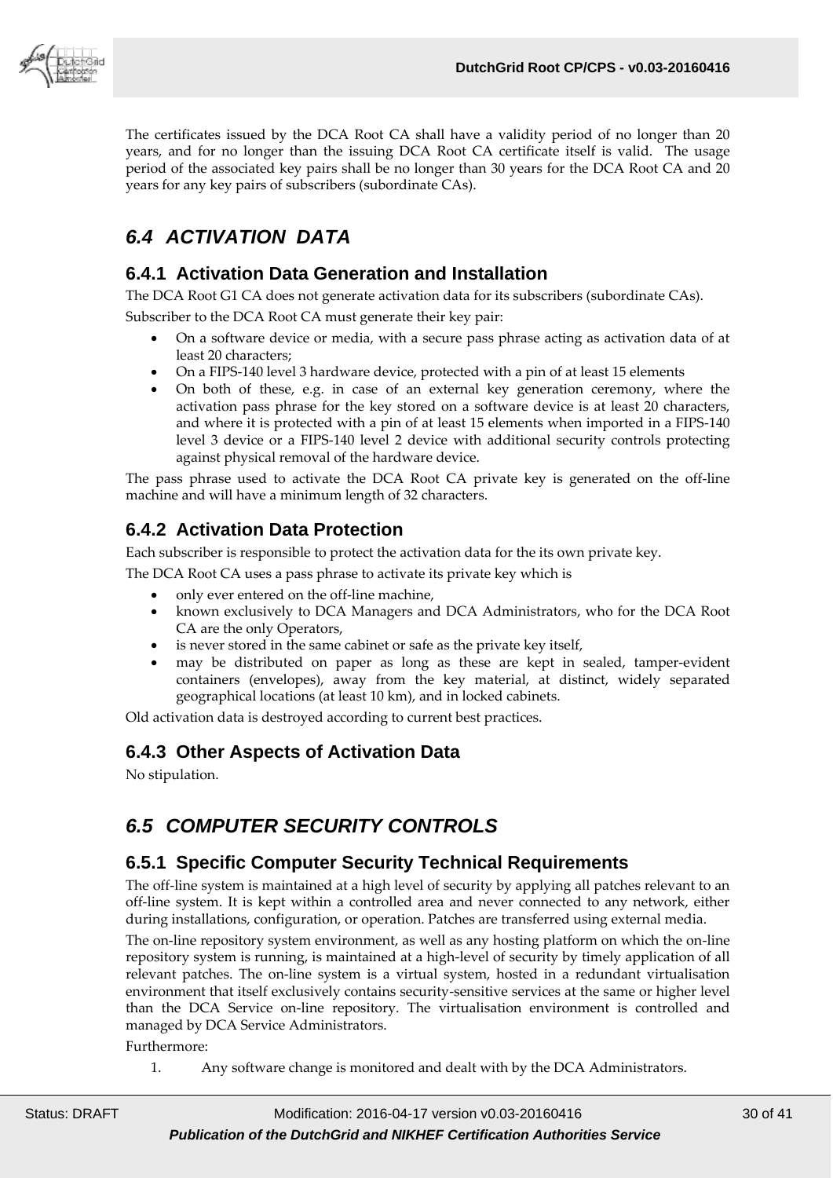The certificates issued by the DCA Root CA shall have a validity period of no longer than 20 years, and for no longer than the issuing DCA Root CA certificate itself is valid. The usage period of the associated key pairs shall be no longer than 30 years for the DCA Root CA and 20 years for any key pairs of subscribers (subordinate CAs).

## *6.4 ACTIVATION DATA*

### 6.4.1 Activation Data Generation and Installation

The DCA Root G1 CA does not generate activation data for its subscribers (subordinate CAs).

Subscriber to the DCA Root CA must generate their key pair:

- On a software device or media, with a secure pass phrase acting as activation data of at least 20 characters;
- On a FIPS-140 level 3 hardware device, protected with a pin of at least 15 elements
- On both of these, e.g. in case of an external key generation ceremony, where the activation pass phrase for the key stored on a software device is at least 20 characters, and where it is protected with a pin of at least 15 elements when imported in a FIPS-140 level 3 device or a FIPS-140 level 2 device with additional security controls protecting against physical removal of the hardware device.

The pass phrase used to activate the DCA Root CA private key is generated on the off-line machine and will have a minimum length of 32 characters.

### 6.4.2 Activation Data Protection

Each subscriber is responsible to protect the activation data for the its own private key.

The DCA Root CA uses a pass phrase to activate its private key which is

- only ever entered on the off-line machine,
- known exclusively to DCA Managers and DCA Administrators, who for the DCA Root CA are the only Operators,
- is never stored in the same cabinet or safe as the private key itself,
- may be distributed on paper as long as these are kept in sealed, tamper-evident containers (envelopes), away from the key material, at distinct, widely separated geographical locations (at least 10 km), and in locked cabinets.

Old activation data is destroyed according to current best practices.

### 6.4.3 Other Aspects of Activation Data

No stipulation.

## *6.5 COMPUTER SECURITY CONTROLS*

### 6.5.1 Specific Computer Security Technical Requirements

The off-line system is maintained at a high level of security by applying all patches relevant to an off-line system. It is kept within a controlled area and never connected to any network, either during installations, configuration, or operation. Patches are transferred using external media.

The on-line repository system environment, as well as any hosting platform on which the on-line repository system is running, is maintained at a high-level of security by timely application of all relevant patches. The on-line system is a virtual system, hosted in a redundant virtualisation environment that itself exclusively contains security-sensitive services at the same or higher level than the DCA Service on-line repository. The virtualisation environment is controlled and managed by DCA Service Administrators.

Furthermore:

1. Any software change is monitored and dealt with by the DCA Administrators.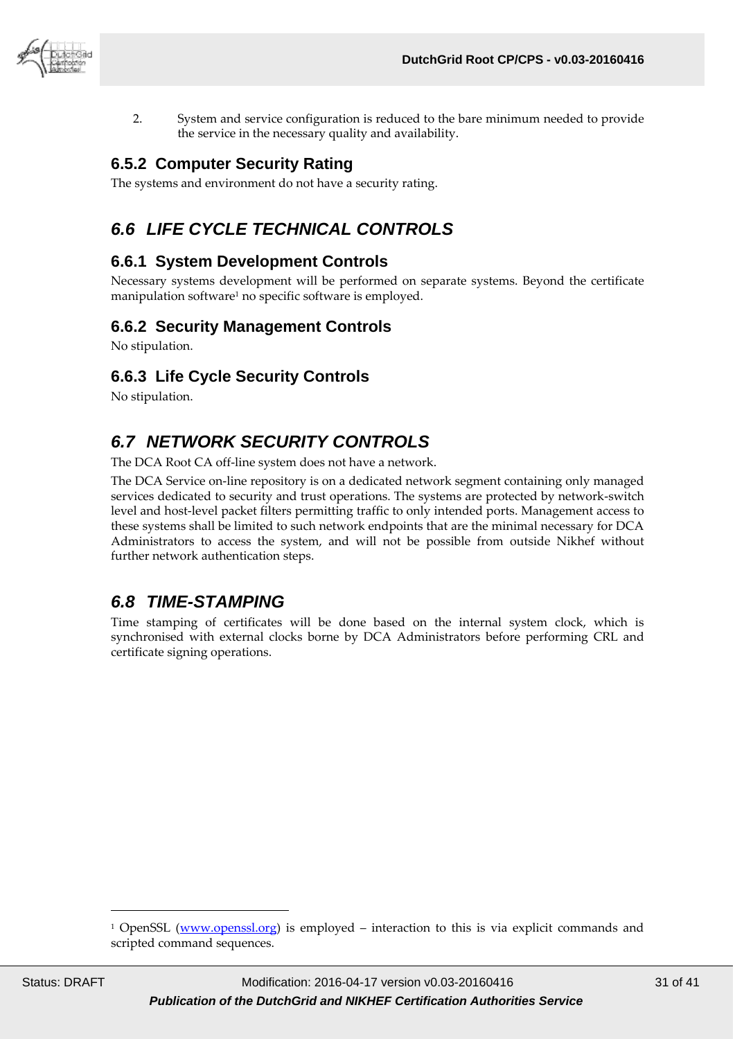2. System and service configuration is reduced to the bare minimum needed to provide the service in the necessary quality and availability.

### 6.5.2 Computer Security Rating

The systems and environment do not have a security rating.

## *6.6 LIFE CYCLE TECHNICAL CONTROLS*

### 6.6.1 System Development Controls

Necessary systems development will be performed on separate systems. Beyond the certificate manipulation software[1] no specific software is employed.

### 6.6.2 Security Management Controls

No stipulation.

### 6.6.3 Life Cycle Security Controls

No stipulation.

## *6.7 NETWORK SECURITY CONTROLS*

The DCA Root CA off-line system does not have a network.

The DCA Service on-line repository is on a dedicated network segment containing only managed services dedicated to security and trust operations. The systems are protected by network-switch level and host-level packet filters permitting traffic to only intended ports. Management access to these systems shall be limited to such network endpoints that are the minimal necessary for DCA Administrators to access the system, and will not be possible from outside Nikhef without further network authentication steps.

## *6.8 TIME-STAMPING*

Time stamping of certificates will be done based on the internal system clock, which is synchronised with external clocks borne by DCA Administrators before performing CRL and certificate signing operations.

---

[1] OpenSSL ([www.openssl.org](http://www.openssl.org)) is employed – interaction to this is via explicit commands and scripted command sequences.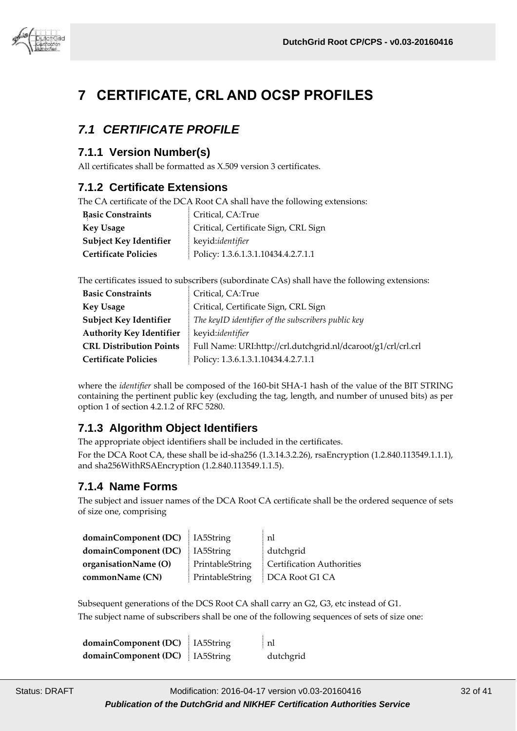# 7 CERTIFICATE, CRL AND OCSP PROFILES

## 7.1 CERTIFICATE PROFILE

### 7.1.1 Version Number(s)

All certificates shall be formatted as X.509 version 3 certificates.

### 7.1.2 Certificate Extensions

The CA certificate of the DCA Root CA shall have the following extensions:

| | |
|---|---|
| **Basic Constraints** | Critical, CA:True |
| **Key Usage** | Critical, Certificate Sign, CRL Sign |
| **Subject Key Identifier** | keyid:*identifier* |
| **Certificate Policies** | Policy: 1.3.6.1.3.1.10434.4.2.7.1.1 |

The certificates issued to subscribers (subordinate CAs) shall have the following extensions:

| | |
|---|---|
| **Basic Constraints** | Critical, CA:True |
| **Key Usage** | Critical, Certificate Sign, CRL Sign |
| **Subject Key Identifier** | *The keyID identifier of the subscribers public key* |
| **Authority Key Identifier** | keyid:*identifier* |
| **CRL Distribution Points** | Full Name: URI:http://crl.dutchgrid.nl/dcaroot/g1/crl/crl.crl |
| **Certificate Policies** | Policy: 1.3.6.1.3.1.10434.4.2.7.1.1 |

where the *identifier* shall be composed of the 160-bit SHA-1 hash of the value of the BIT STRING containing the pertinent public key (excluding the tag, length, and number of unused bits) as per option 1 of section 4.2.1.2 of RFC 5280.

### 7.1.3 Algorithm Object Identifiers

The appropriate object identifiers shall be included in the certificates.

For the DCA Root CA, these shall be id-sha256 (1.3.14.3.2.26), rsaEncryption (1.2.840.113549.1.1.1), and sha256WithRSAEncryption (1.2.840.113549.1.1.5).

### 7.1.4 Name Forms

The subject and issuer names of the DCA Root CA certificate shall be the ordered sequence of sets of size one, comprising

| | | |
|---|---|---|
| **domainComponent (DC)** | IA5String | nl |
| **domainComponent (DC)** | IA5String | dutchgrid |
| **organisationName (O)** | PrintableString | Certification Authorities |
| **commonName (CN)** | PrintableString | DCA Root G1 CA |

Subsequent generations of the DCS Root CA shall carry an G2, G3, etc instead of G1.

The subject name of subscribers shall be one of the following sequences of sets of size one:

| | | |
|---|---|---|
| **domainComponent (DC)** | IA5String | nl |
| **domainComponent (DC)** | IA5String | dutchgrid |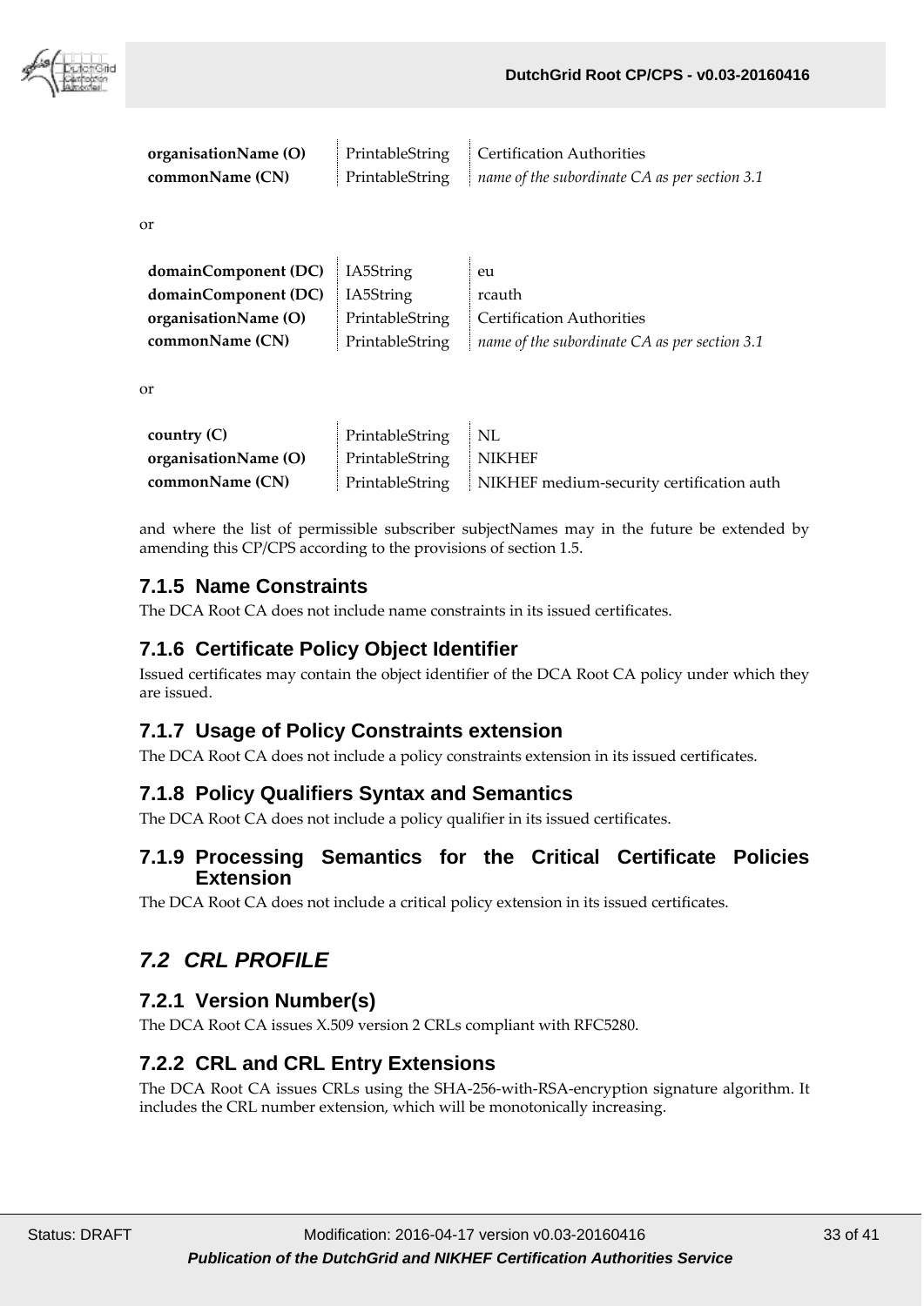| | | |
|---|---|---|
| **organisationName (O)** | PrintableString | Certification Authorities |
| **commonName (CN)** | PrintableString | *name of the subordinate CA as per section 3.1* |

or

| | | |
|---|---|---|
| **domainComponent (DC)** | IA5String | eu |
| **domainComponent (DC)** | IA5String | rcauth |
| **organisationName (O)** | PrintableString | Certification Authorities |
| **commonName (CN)** | PrintableString | *name of the subordinate CA as per section 3.1* |

or

| | | |
|---|---|---|
| **country (C)** | PrintableString | NL |
| **organisationName (O)** | PrintableString | NIKHEF |
| **commonName (CN)** | PrintableString | NIKHEF medium-security certification auth |

and where the list of permissible subscriber subjectNames may in the future be extended by amending this CP/CPS according to the provisions of section 1.5.

### 7.1.5 Name Constraints

The DCA Root CA does not include name constraints in its issued certificates.

### 7.1.6 Certificate Policy Object Identifier

Issued certificates may contain the object identifier of the DCA Root CA policy under which they are issued.

### 7.1.7 Usage of Policy Constraints extension

The DCA Root CA does not include a policy constraints extension in its issued certificates.

### 7.1.8 Policy Qualifiers Syntax and Semantics

The DCA Root CA does not include a policy qualifier in its issued certificates.

### 7.1.9 Processing Semantics for the Critical Certificate Policies Extension

The DCA Root CA does not include a critical policy extension in its issued certificates.

## *7.2 CRL PROFILE*

### 7.2.1 Version Number(s)

The DCA Root CA issues X.509 version 2 CRLs compliant with RFC5280.

### 7.2.2 CRL and CRL Entry Extensions

The DCA Root CA issues CRLs using the SHA-256-with-RSA-encryption signature algorithm. It includes the CRL number extension, which will be monotonically increasing.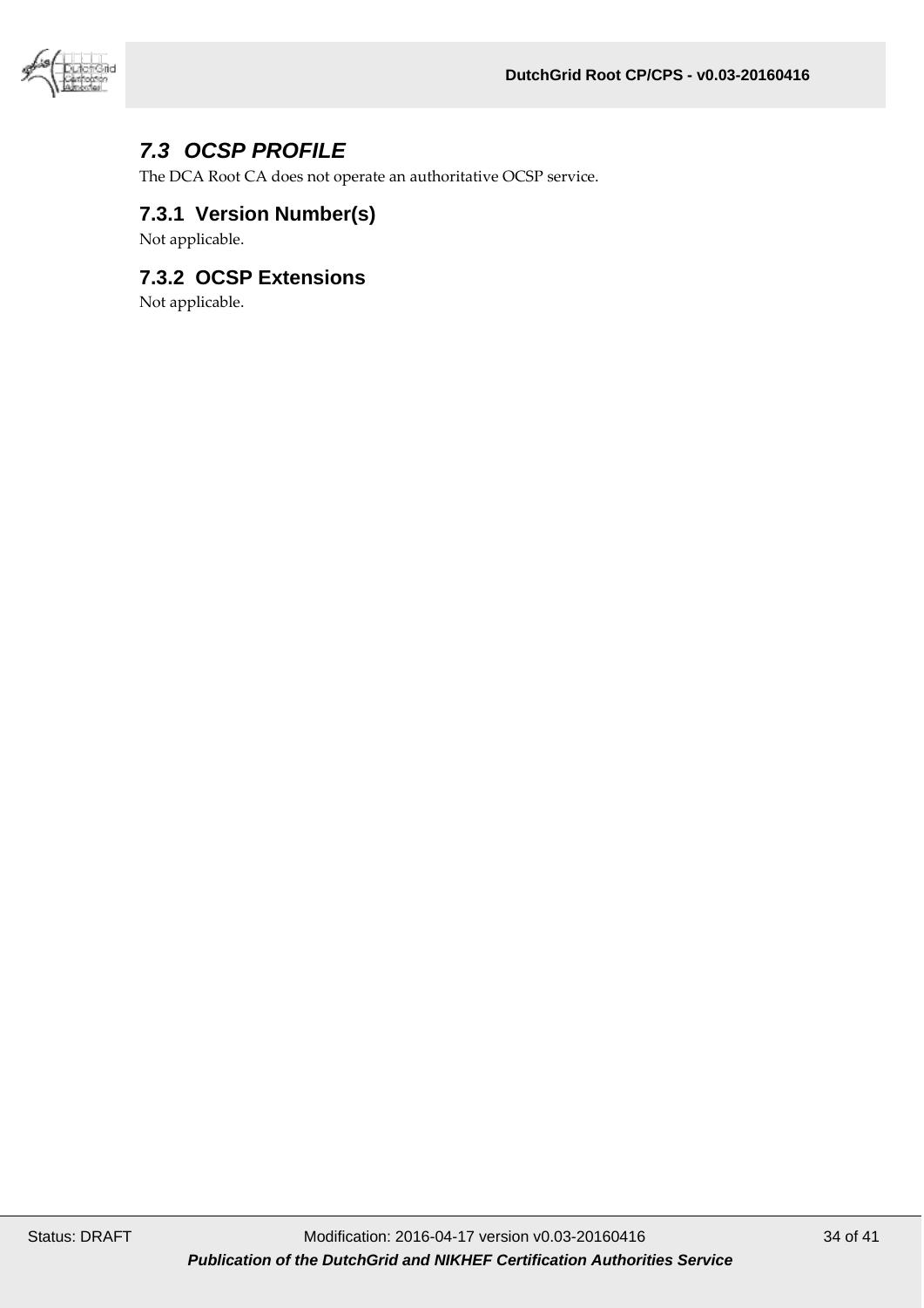## *7.3 OCSP PROFILE*

The DCA Root CA does not operate an authoritative OCSP service.

### 7.3.1 Version Number(s)

Not applicable.

### 7.3.2 OCSP Extensions

Not applicable.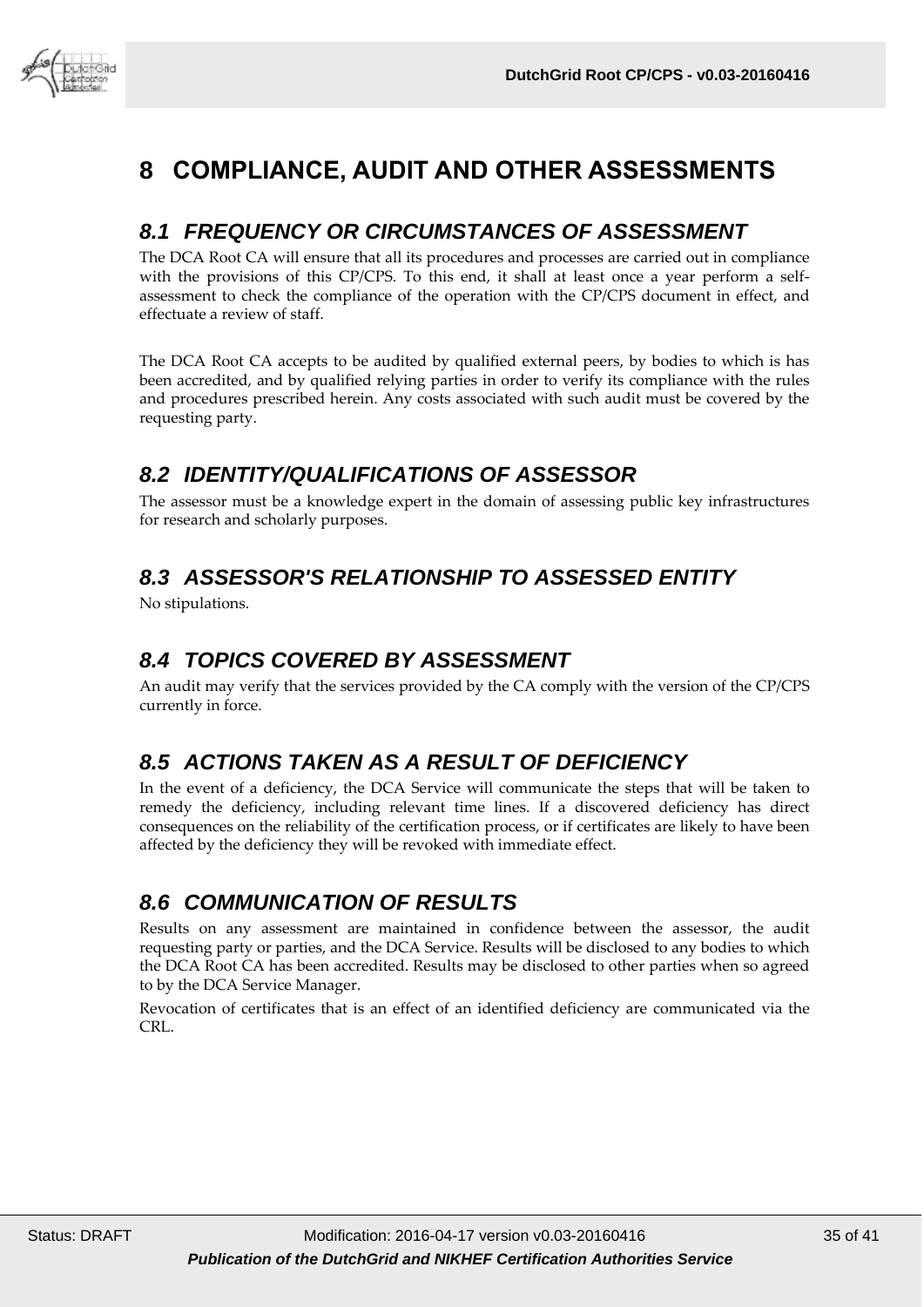# 8 COMPLIANCE, AUDIT AND OTHER ASSESSMENTS

## *8.1 FREQUENCY OR CIRCUMSTANCES OF ASSESSMENT*

The DCA Root CA will ensure that all its procedures and processes are carried out in compliance with the provisions of this CP/CPS. To this end, it shall at least once a year perform a self-assessment to check the compliance of the operation with the CP/CPS document in effect, and effectuate a review of staff.

The DCA Root CA accepts to be audited by qualified external peers, by bodies to which is has been accredited, and by qualified relying parties in order to verify its compliance with the rules and procedures prescribed herein. Any costs associated with such audit must be covered by the requesting party.

## *8.2 IDENTITY/QUALIFICATIONS OF ASSESSOR*

The assessor must be a knowledge expert in the domain of assessing public key infrastructures for research and scholarly purposes.

## *8.3 ASSESSOR'S RELATIONSHIP TO ASSESSED ENTITY*

No stipulations.

## *8.4 TOPICS COVERED BY ASSESSMENT*

An audit may verify that the services provided by the CA comply with the version of the CP/CPS currently in force.

## *8.5 ACTIONS TAKEN AS A RESULT OF DEFICIENCY*

In the event of a deficiency, the DCA Service will communicate the steps that will be taken to remedy the deficiency, including relevant time lines. If a discovered deficiency has direct consequences on the reliability of the certification process, or if certificates are likely to have been affected by the deficiency they will be revoked with immediate effect.

## *8.6 COMMUNICATION OF RESULTS*

Results on any assessment are maintained in confidence between the assessor, the audit requesting party or parties, and the DCA Service. Results will be disclosed to any bodies to which the DCA Root CA has been accredited. Results may be disclosed to other parties when so agreed to by the DCA Service Manager.

Revocation of certificates that is an effect of an identified deficiency are communicated via the CRL.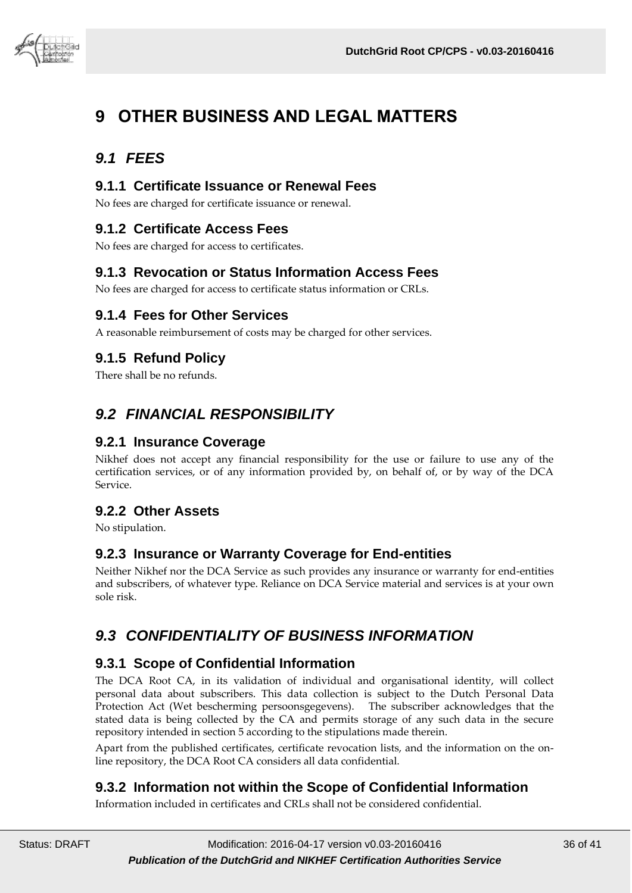# 9 OTHER BUSINESS AND LEGAL MATTERS

## *9.1 FEES*

### 9.1.1 Certificate Issuance or Renewal Fees

No fees are charged for certificate issuance or renewal.

### 9.1.2 Certificate Access Fees

No fees are charged for access to certificates.

### 9.1.3 Revocation or Status Information Access Fees

No fees are charged for access to certificate status information or CRLs.

### 9.1.4 Fees for Other Services

A reasonable reimbursement of costs may be charged for other services.

### 9.1.5 Refund Policy

There shall be no refunds.

## *9.2 FINANCIAL RESPONSIBILITY*

### 9.2.1 Insurance Coverage

Nikhef does not accept any financial responsibility for the use or failure to use any of the certification services, or of any information provided by, on behalf of, or by way of the DCA Service.

### 9.2.2 Other Assets

No stipulation.

### 9.2.3 Insurance or Warranty Coverage for End-entities

Neither Nikhef nor the DCA Service as such provides any insurance or warranty for end-entities and subscribers, of whatever type. Reliance on DCA Service material and services is at your own sole risk.

## *9.3 CONFIDENTIALITY OF BUSINESS INFORMATION*

### 9.3.1 Scope of Confidential Information

The DCA Root CA, in its validation of individual and organisational identity, will collect personal data about subscribers. This data collection is subject to the Dutch Personal Data Protection Act (Wet bescherming persoonsgegevens). The subscriber acknowledges that the stated data is being collected by the CA and permits storage of any such data in the secure repository intended in section 5 according to the stipulations made therein.

Apart from the published certificates, certificate revocation lists, and the information on the on-line repository, the DCA Root CA considers all data confidential.

### 9.3.2 Information not within the Scope of Confidential Information

Information included in certificates and CRLs shall not be considered confidential.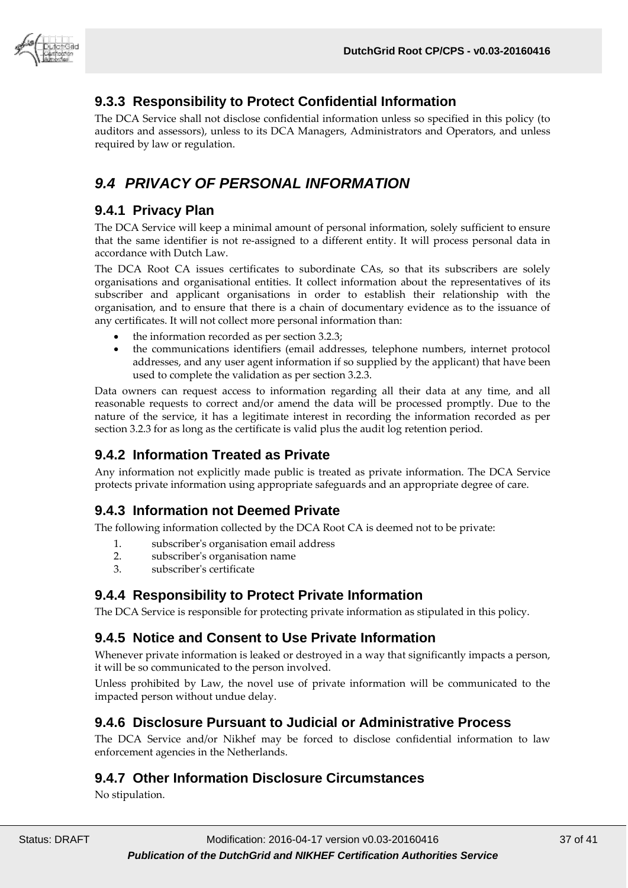### 9.3.3 Responsibility to Protect Confidential Information

The DCA Service shall not disclose confidential information unless so specified in this policy (to auditors and assessors), unless to its DCA Managers, Administrators and Operators, and unless required by law or regulation.

## *9.4 PRIVACY OF PERSONAL INFORMATION*

### 9.4.1 Privacy Plan

The DCA Service will keep a minimal amount of personal information, solely sufficient to ensure that the same identifier is not re-assigned to a different entity. It will process personal data in accordance with Dutch Law.

The DCA Root CA issues certificates to subordinate CAs, so that its subscribers are solely organisations and organisational entities. It collect information about the representatives of its subscriber and applicant organisations in order to establish their relationship with the organisation, and to ensure that there is a chain of documentary evidence as to the issuance of any certificates. It will not collect more personal information than:

- the information recorded as per section 3.2.3;
- the communications identifiers (email addresses, telephone numbers, internet protocol addresses, and any user agent information if so supplied by the applicant) that have been used to complete the validation as per section 3.2.3.

Data owners can request access to information regarding all their data at any time, and all reasonable requests to correct and/or amend the data will be processed promptly. Due to the nature of the service, it has a legitimate interest in recording the information recorded as per section 3.2.3 for as long as the certificate is valid plus the audit log retention period.

### 9.4.2 Information Treated as Private

Any information not explicitly made public is treated as private information. The DCA Service protects private information using appropriate safeguards and an appropriate degree of care.

### 9.4.3 Information not Deemed Private

The following information collected by the DCA Root CA is deemed not to be private:

1. subscriber's organisation email address
2. subscriber's organisation name
3. subscriber's certificate

### 9.4.4 Responsibility to Protect Private Information

The DCA Service is responsible for protecting private information as stipulated in this policy.

### 9.4.5 Notice and Consent to Use Private Information

Whenever private information is leaked or destroyed in a way that significantly impacts a person, it will be so communicated to the person involved.

Unless prohibited by Law, the novel use of private information will be communicated to the impacted person without undue delay.

### 9.4.6 Disclosure Pursuant to Judicial or Administrative Process

The DCA Service and/or Nikhef may be forced to disclose confidential information to law enforcement agencies in the Netherlands.

### 9.4.7 Other Information Disclosure Circumstances

No stipulation.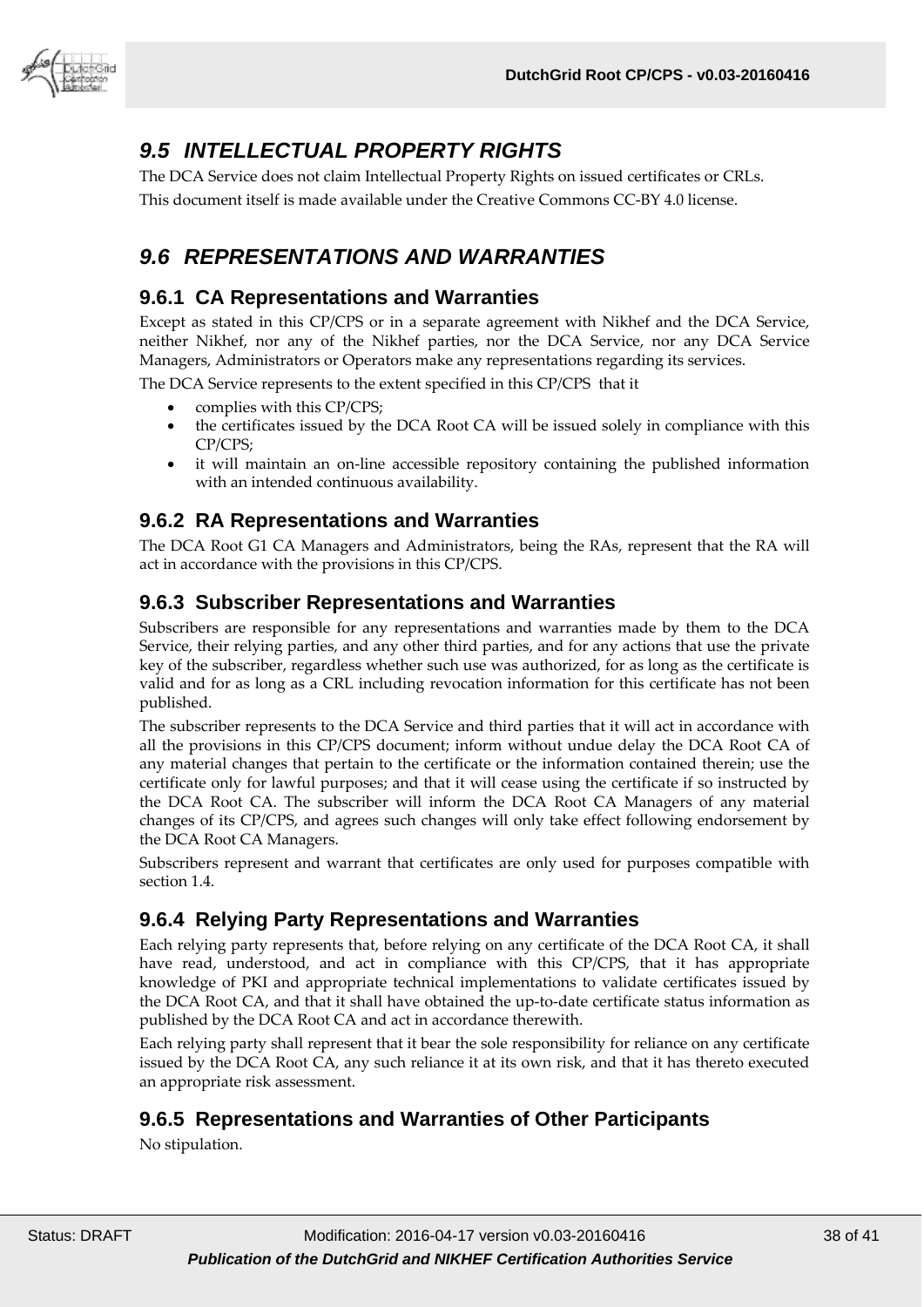## 9.5 INTELLECTUAL PROPERTY RIGHTS

The DCA Service does not claim Intellectual Property Rights on issued certificates or CRLs.

This document itself is made available under the Creative Commons CC-BY 4.0 license.

## 9.6 REPRESENTATIONS AND WARRANTIES

### 9.6.1 CA Representations and Warranties

Except as stated in this CP/CPS or in a separate agreement with Nikhef and the DCA Service, neither Nikhef, nor any of the Nikhef parties, nor the DCA Service, nor any DCA Service Managers, Administrators or Operators make any representations regarding its services.

The DCA Service represents to the extent specified in this CP/CPS that it

- complies with this CP/CPS;
- the certificates issued by the DCA Root CA will be issued solely in compliance with this CP/CPS;
- it will maintain an on-line accessible repository containing the published information with an intended continuous availability.

### 9.6.2 RA Representations and Warranties

The DCA Root G1 CA Managers and Administrators, being the RAs, represent that the RA will act in accordance with the provisions in this CP/CPS.

### 9.6.3 Subscriber Representations and Warranties

Subscribers are responsible for any representations and warranties made by them to the DCA Service, their relying parties, and any other third parties, and for any actions that use the private key of the subscriber, regardless whether such use was authorized, for as long as the certificate is valid and for as long as a CRL including revocation information for this certificate has not been published.

The subscriber represents to the DCA Service and third parties that it will act in accordance with all the provisions in this CP/CPS document; inform without undue delay the DCA Root CA of any material changes that pertain to the certificate or the information contained therein; use the certificate only for lawful purposes; and that it will cease using the certificate if so instructed by the DCA Root CA. The subscriber will inform the DCA Root CA Managers of any material changes of its CP/CPS, and agrees such changes will only take effect following endorsement by the DCA Root CA Managers.

Subscribers represent and warrant that certificates are only used for purposes compatible with section 1.4.

### 9.6.4 Relying Party Representations and Warranties

Each relying party represents that, before relying on any certificate of the DCA Root CA, it shall have read, understood, and act in compliance with this CP/CPS, that it has appropriate knowledge of PKI and appropriate technical implementations to validate certificates issued by the DCA Root CA, and that it shall have obtained the up-to-date certificate status information as published by the DCA Root CA and act in accordance therewith.

Each relying party shall represent that it bear the sole responsibility for reliance on any certificate issued by the DCA Root CA, any such reliance it at its own risk, and that it has thereto executed an appropriate risk assessment.

### 9.6.5 Representations and Warranties of Other Participants

No stipulation.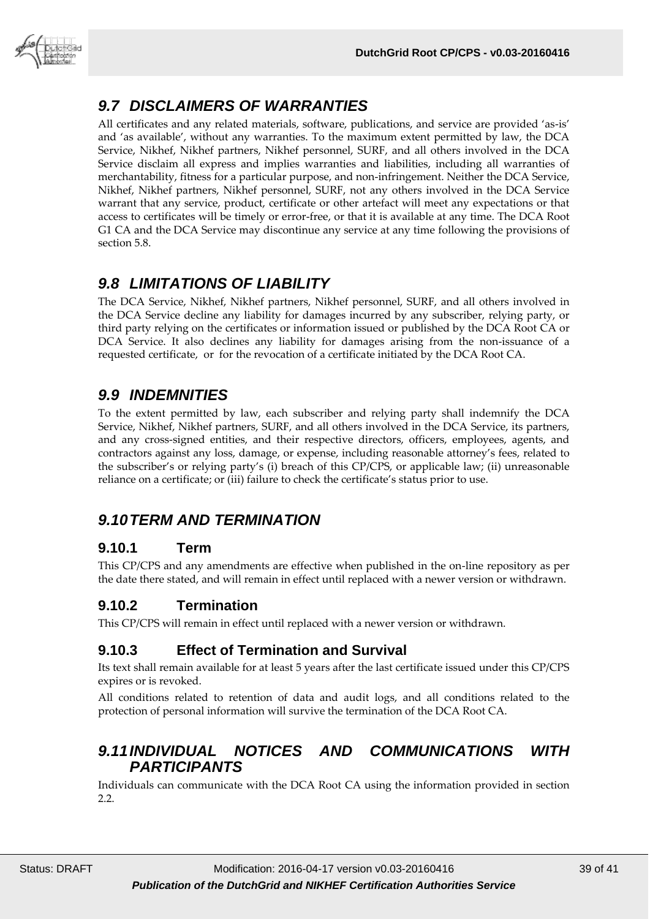## 9.7 DISCLAIMERS OF WARRANTIES

All certificates and any related materials, software, publications, and service are provided 'as-is' and 'as available', without any warranties. To the maximum extent permitted by law, the DCA Service, Nikhef, Nikhef partners, Nikhef personnel, SURF, and all others involved in the DCA Service disclaim all express and implies warranties and liabilities, including all warranties of merchantability, fitness for a particular purpose, and non-infringement. Neither the DCA Service, Nikhef, Nikhef partners, Nikhef personnel, SURF, not any others involved in the DCA Service warrant that any service, product, certificate or other artefact will meet any expectations or that access to certificates will be timely or error-free, or that it is available at any time. The DCA Root G1 CA and the DCA Service may discontinue any service at any time following the provisions of section 5.8.

## 9.8 LIMITATIONS OF LIABILITY

The DCA Service, Nikhef, Nikhef partners, Nikhef personnel, SURF, and all others involved in the DCA Service decline any liability for damages incurred by any subscriber, relying party, or third party relying on the certificates or information issued or published by the DCA Root CA or DCA Service. It also declines any liability for damages arising from the non-issuance of a requested certificate, or for the revocation of a certificate initiated by the DCA Root CA.

## 9.9 INDEMNITIES

To the extent permitted by law, each subscriber and relying party shall indemnify the DCA Service, Nikhef, Nikhef partners, SURF, and all others involved in the DCA Service, its partners, and any cross-signed entities, and their respective directors, officers, employees, agents, and contractors against any loss, damage, or expense, including reasonable attorney's fees, related to the subscriber's or relying party's (i) breach of this CP/CPS, or applicable law; (ii) unreasonable reliance on a certificate; or (iii) failure to check the certificate's status prior to use.

## 9.10 TERM AND TERMINATION

### 9.10.1 Term

This CP/CPS and any amendments are effective when published in the on-line repository as per the date there stated, and will remain in effect until replaced with a newer version or withdrawn.

### 9.10.2 Termination

This CP/CPS will remain in effect until replaced with a newer version or withdrawn.

### 9.10.3 Effect of Termination and Survival

Its text shall remain available for at least 5 years after the last certificate issued under this CP/CPS expires or is revoked.

All conditions related to retention of data and audit logs, and all conditions related to the protection of personal information will survive the termination of the DCA Root CA.

## 9.11 INDIVIDUAL NOTICES AND COMMUNICATIONS WITH PARTICIPANTS

Individuals can communicate with the DCA Root CA using the information provided in section 2.2.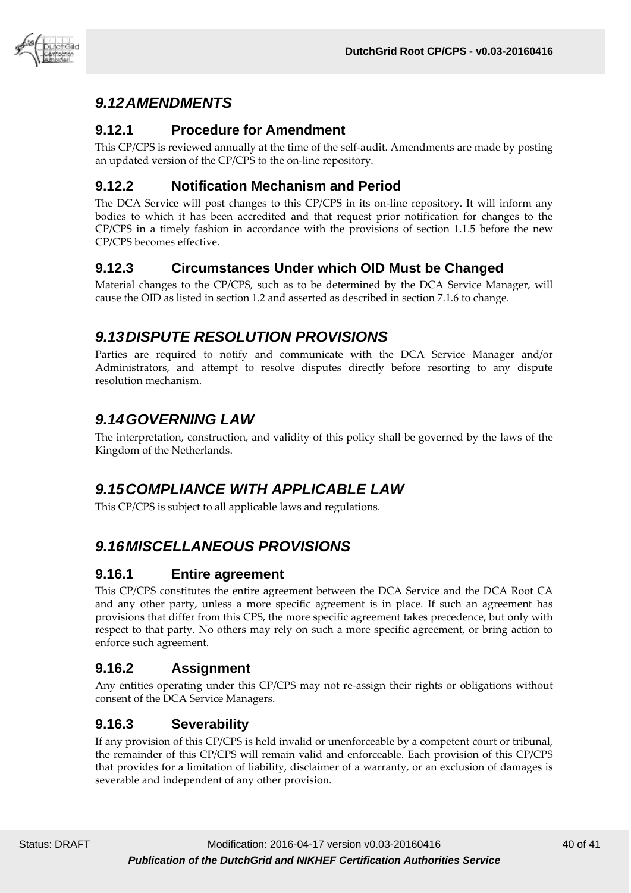## *9.12 AMENDMENTS*

### 9.12.1 Procedure for Amendment

This CP/CPS is reviewed annually at the time of the self-audit. Amendments are made by posting an updated version of the CP/CPS to the on-line repository.

### 9.12.2 Notification Mechanism and Period

The DCA Service will post changes to this CP/CPS in its on-line repository. It will inform any bodies to which it has been accredited and that request prior notification for changes to the CP/CPS in a timely fashion in accordance with the provisions of section 1.1.5 before the new CP/CPS becomes effective.

### 9.12.3 Circumstances Under which OID Must be Changed

Material changes to the CP/CPS, such as to be determined by the DCA Service Manager, will cause the OID as listed in section 1.2 and asserted as described in section 7.1.6 to change.

## *9.13 DISPUTE RESOLUTION PROVISIONS*

Parties are required to notify and communicate with the DCA Service Manager and/or Administrators, and attempt to resolve disputes directly before resorting to any dispute resolution mechanism.

## *9.14 GOVERNING LAW*

The interpretation, construction, and validity of this policy shall be governed by the laws of the Kingdom of the Netherlands.

## *9.15 COMPLIANCE WITH APPLICABLE LAW*

This CP/CPS is subject to all applicable laws and regulations.

## *9.16 MISCELLANEOUS PROVISIONS*

### 9.16.1 Entire agreement

This CP/CPS constitutes the entire agreement between the DCA Service and the DCA Root CA and any other party, unless a more specific agreement is in place. If such an agreement has provisions that differ from this CPS, the more specific agreement takes precedence, but only with respect to that party. No others may rely on such a more specific agreement, or bring action to enforce such agreement.

### 9.16.2 Assignment

Any entities operating under this CP/CPS may not re-assign their rights or obligations without consent of the DCA Service Managers.

### 9.16.3 Severability

If any provision of this CP/CPS is held invalid or unenforceable by a competent court or tribunal, the remainder of this CP/CPS will remain valid and enforceable. Each provision of this CP/CPS that provides for a limitation of liability, disclaimer of a warranty, or an exclusion of damages is severable and independent of any other provision.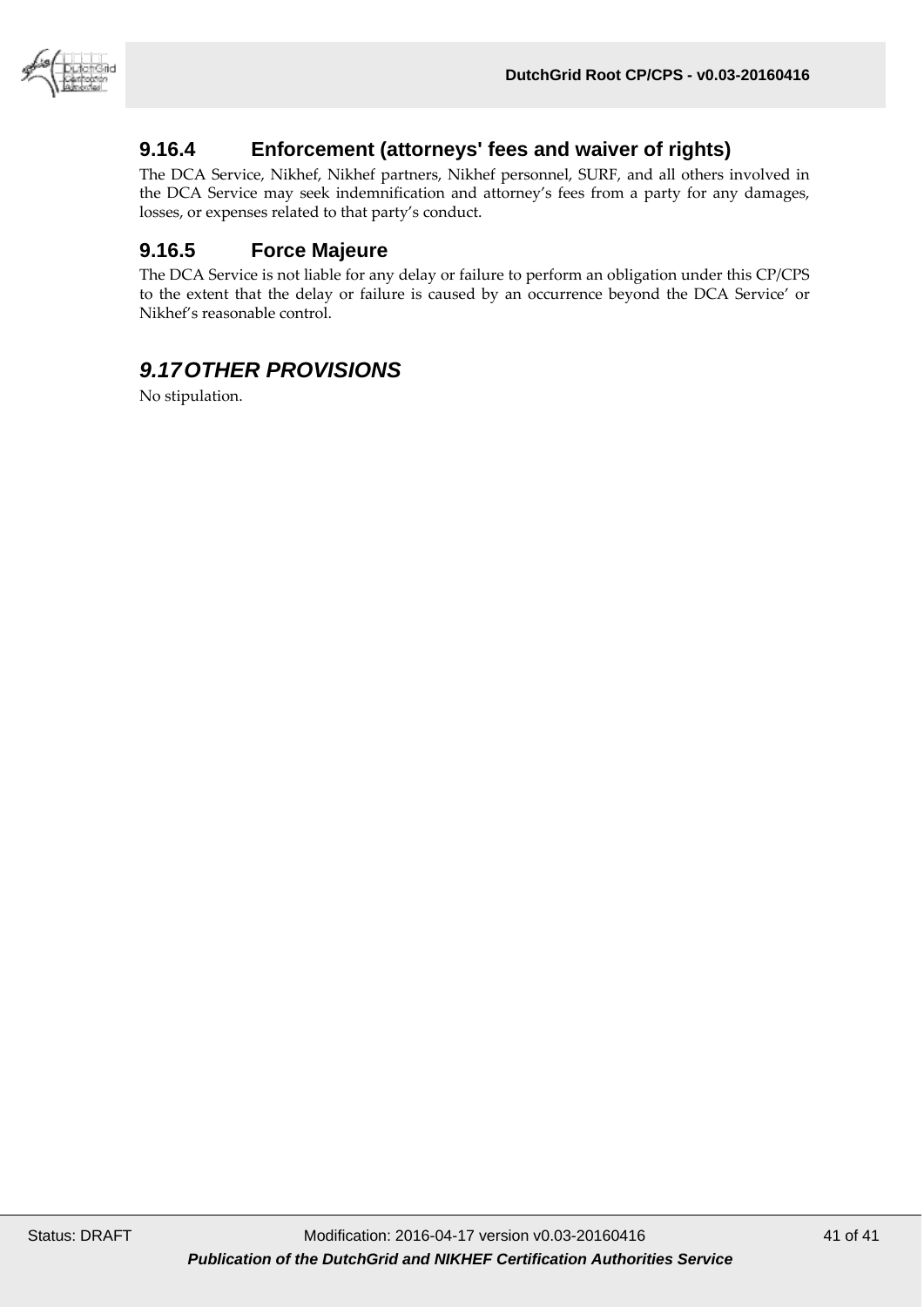### 9.16.4 Enforcement (attorneys' fees and waiver of rights)

The DCA Service, Nikhef, Nikhef partners, Nikhef personnel, SURF, and all others involved in the DCA Service may seek indemnification and attorney's fees from a party for any damages, losses, or expenses related to that party's conduct.

### 9.16.5 Force Majeure

The DCA Service is not liable for any delay or failure to perform an obligation under this CP/CPS to the extent that the delay or failure is caused by an occurrence beyond the DCA Service' or Nikhef's reasonable control.

## *9.17 OTHER PROVISIONS*

No stipulation.